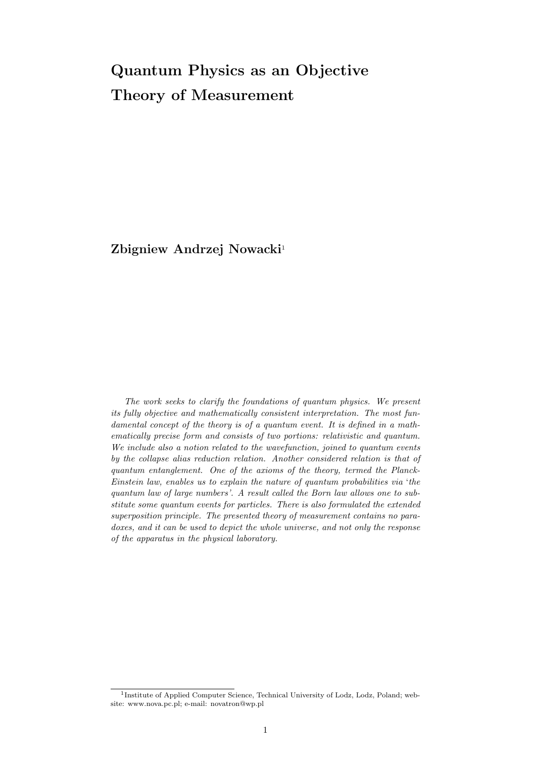# Quantum Physics as an Objective Theory of Measurement

**Zbigniew Andrzej Nowacki**[1]

*The work seeks to clarify the foundations of quantum physics. We present its fully objective and mathematically consistent interpretation. The most fundamental concept of the theory is of a quantum event. It is defined in a mathematically precise form and consists of two portions: relativistic and quantum. We include also a notion related to the wavefunction, joined to quantum events by the collapse alias reduction relation. Another considered relation is that of quantum entanglement. One of the axioms of the theory, termed the Planck-Einstein law, enables us to explain the nature of quantum probabilities via 'the quantum law of large numbers'. A result called the Born law allows one to substitute some quantum events for particles. There is also formulated the extended superposition principle. The presented theory of measurement contains no paradoxes, and it can be used to depict the whole universe, and not only the response of the apparatus in the physical laboratory.*

[1] Institute of Applied Computer Science, Technical University of Lodz, Lodz, Poland; website: www.nova.pc.pl; e-mail: novatron@wp.pl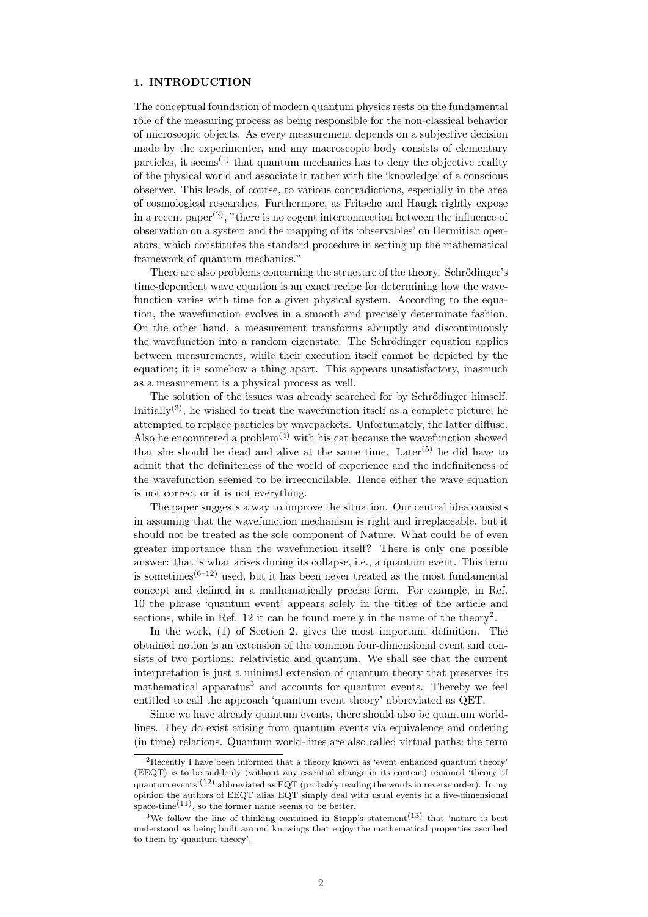## 1. INTRODUCTION

The conceptual foundation of modern quantum physics rests on the fundamental rôle of the measuring process as being responsible for the non-classical behavior of microscopic objects. As every measurement depends on a subjective decision made by the experimenter, and any macroscopic body consists of elementary particles, it seems[1] that quantum mechanics has to deny the objective reality of the physical world and associate it rather with the 'knowledge' of a conscious observer. This leads, of course, to various contradictions, especially in the area of cosmological researches. Furthermore, as Fritsche and Haugk rightly expose in a recent paper[2], "there is no cogent interconnection between the influence of observation on a system and the mapping of its 'observables' on Hermitian operators, which constitutes the standard procedure in setting up the mathematical framework of quantum mechanics."

There are also problems concerning the structure of the theory. Schrödinger's time-dependent wave equation is an exact recipe for determining how the wavefunction varies with time for a given physical system. According to the equation, the wavefunction evolves in a smooth and precisely determinate fashion. On the other hand, a measurement transforms abruptly and discontinuously the wavefunction into a random eigenstate. The Schrödinger equation applies between measurements, while their execution itself cannot be depicted by the equation; it is somehow a thing apart. This appears unsatisfactory, inasmuch as a measurement is a physical process as well.

The solution of the issues was already searched for by Schrödinger himself. Initially[3], he wished to treat the wavefunction itself as a complete picture; he attempted to replace particles by wavepackets. Unfortunately, the latter diffuse. Also he encountered a problem[4] with his cat because the wavefunction showed that she should be dead and alive at the same time. Later[5] he did have to admit that the definiteness of the world of experience and the indefiniteness of the wavefunction seemed to be irreconcilable. Hence either the wave equation is not correct or it is not everything.

The paper suggests a way to improve the situation. Our central idea consists in assuming that the wavefunction mechanism is right and irreplaceable, but it should not be treated as the sole component of Nature. What could be of even greater importance than the wavefunction itself? There is only one possible answer: that is what arises during its collapse, i.e., a quantum event. This term is sometimes[6–12] used, but it has been never treated as the most fundamental concept and defined in a mathematically precise form. For example, in Ref. 10 the phrase 'quantum event' appears solely in the titles of the article and sections, while in Ref. 12 it can be found merely in the name of the theory[2].

In the work, (1) of Section 2. gives the most important definition. The obtained notion is an extension of the common four-dimensional event and consists of two portions: relativistic and quantum. We shall see that the current interpretation is just a minimal extension of quantum theory that preserves its mathematical apparatus[3] and accounts for quantum events. Thereby we feel entitled to call the approach 'quantum event theory' abbreviated as QET.

Since we have already quantum events, there should also be quantum world-lines. They do exist arising from quantum events via equivalence and ordering (in time) relations. Quantum world-lines are also called virtual paths; the term

---

[2] Recently I have been informed that a theory known as 'event enhanced quantum theory' (EEQT) is to be suddenly (without any essential change in its content) renamed 'theory of quantum events'[12] abbreviated as EQT (probably reading the words in reverse order). In my opinion the authors of EEQT alias EQT simply deal with usual events in a five-dimensional space-time[11], so the former name seems to be better.

[3] We follow the line of thinking contained in Stapp's statement[13] that 'nature is best understood as being built around knowings that enjoy the mathematical properties ascribed to them by quantum theory'.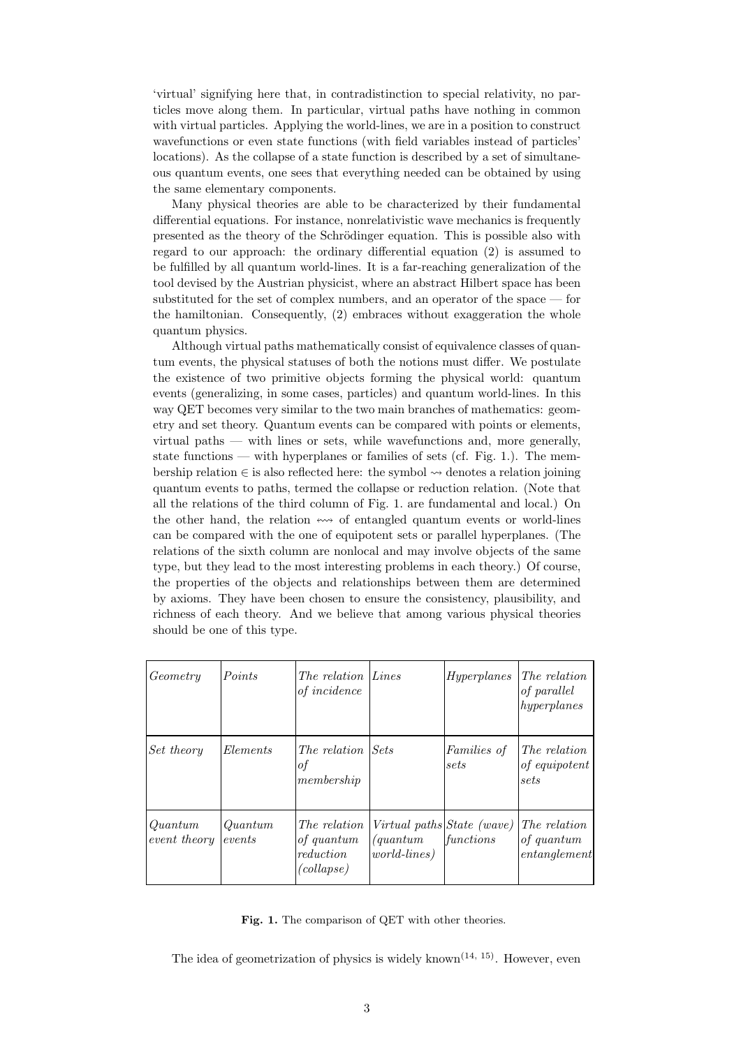'virtual' signifying here that, in contradistinction to special relativity, no particles move along them. In particular, virtual paths have nothing in common with virtual particles. Applying the world-lines, we are in a position to construct wavefunctions or even state functions (with field variables instead of particles' locations). As the collapse of a state function is described by a set of simultaneous quantum events, one sees that everything needed can be obtained by using the same elementary components.

Many physical theories are able to be characterized by their fundamental differential equations. For instance, nonrelativistic wave mechanics is frequently presented as the theory of the Schrödinger equation. This is possible also with regard to our approach: the ordinary differential equation (2) is assumed to be fulfilled by all quantum world-lines. It is a far-reaching generalization of the tool devised by the Austrian physicist, where an abstract Hilbert space has been substituted for the set of complex numbers, and an operator of the space — for the hamiltonian. Consequently, (2) embraces without exaggeration the whole quantum physics.

Although virtual paths mathematically consist of equivalence classes of quantum events, the physical statuses of both the notions must differ. We postulate the existence of two primitive objects forming the physical world: quantum events (generalizing, in some cases, particles) and quantum world-lines. In this way QET becomes very similar to the two main branches of mathematics: geometry and set theory. Quantum events can be compared with points or elements, virtual paths — with lines or sets, while wavefunctions and, more generally, state functions — with hyperplanes or families of sets (cf. Fig. 1.). The membership relation $\in$ is also reflected here: the symbol $\rightsquigarrow$ denotes a relation joining quantum events to paths, termed the collapse or reduction relation. (Note that all the relations of the third column of Fig. 1. are fundamental and local.) On the other hand, the relation $\leftrightsquigarrow$ of entangled quantum events or world-lines can be compared with the one of equipotent sets or parallel hyperplanes. (The relations of the sixth column are nonlocal and may involve objects of the same type, but they lead to the most interesting problems in each theory.) Of course, the properties of the objects and relationships between them are determined by axioms. They have been chosen to ensure the consistency, plausibility, and richness of each theory. And we believe that among various physical theories should be one of this type.

| | | | | | |
|---|---|---|---|---|---|
| *Geometry* | *Points* | *The relation of incidence* | *Lines* | *Hyperplanes* | *The relation of parallel hyperplanes* |
| *Set theory* | *Elements* | *The relation of membership* | *Sets* | *Families of sets* | *The relation of equipotent sets* |
| *Quantum event theory* | *Quantum events* | *The relation of quantum reduction (collapse)* | *Virtual paths (quantum world-lines)* | *State (wave) functions* | *The relation of quantum entanglement* |

**Fig. 1.** The comparison of QET with other theories.

The idea of geometrization of physics is widely known[14, 15]. However, even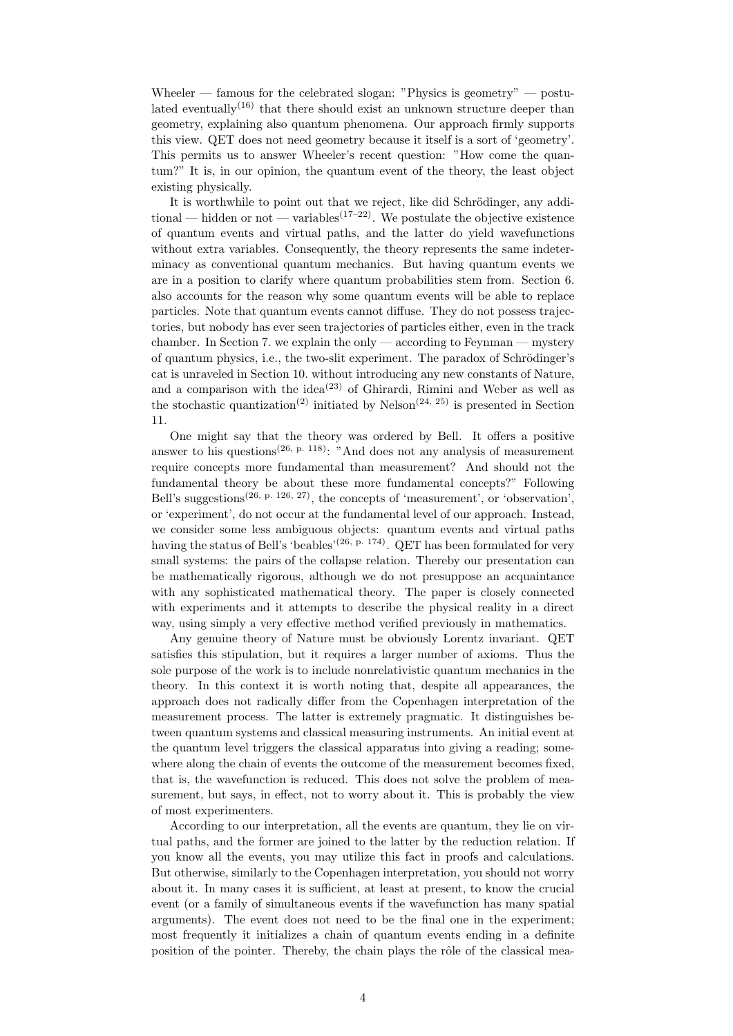Wheeler — famous for the celebrated slogan: "Physics is geometry" — postulated eventually[16] that there should exist an unknown structure deeper than geometry, explaining also quantum phenomena. Our approach firmly supports this view. QET does not need geometry because it itself is a sort of 'geometry'. This permits us to answer Wheeler's recent question: "How come the quantum?" It is, in our opinion, the quantum event of the theory, the least object existing physically.

It is worthwhile to point out that we reject, like did Schrödinger, any additional — hidden or not — variables[17–22]. We postulate the objective existence of quantum events and virtual paths, and the latter do yield wavefunctions without extra variables. Consequently, the theory represents the same indeterminacy as conventional quantum mechanics. But having quantum events we are in a position to clarify where quantum probabilities stem from. Section 6. also accounts for the reason why some quantum events will be able to replace particles. Note that quantum events cannot diffuse. They do not possess trajectories, but nobody has ever seen trajectories of particles either, even in the track chamber. In Section 7. we explain the only — according to Feynman — mystery of quantum physics, i.e., the two-slit experiment. The paradox of Schrödinger's cat is unraveled in Section 10. without introducing any new constants of Nature, and a comparison with the idea[23] of Ghirardi, Rimini and Weber as well as the stochastic quantization[2] initiated by Nelson[24, 25] is presented in Section 11.

One might say that the theory was ordered by Bell. It offers a positive answer to his questions[26, p. 118]: "And does not any analysis of measurement require concepts more fundamental than measurement? And should not the fundamental theory be about these more fundamental concepts?" Following Bell's suggestions[26, p. 126, 27], the concepts of 'measurement', or 'observation', or 'experiment', do not occur at the fundamental level of our approach. Instead, we consider some less ambiguous objects: quantum events and virtual paths having the status of Bell's 'beables'[26, p. 174]. QET has been formulated for very small systems: the pairs of the collapse relation. Thereby our presentation can be mathematically rigorous, although we do not presuppose an acquaintance with any sophisticated mathematical theory. The paper is closely connected with experiments and it attempts to describe the physical reality in a direct way, using simply a very effective method verified previously in mathematics.

Any genuine theory of Nature must be obviously Lorentz invariant. QET satisfies this stipulation, but it requires a larger number of axioms. Thus the sole purpose of the work is to include nonrelativistic quantum mechanics in the theory. In this context it is worth noting that, despite all appearances, the approach does not radically differ from the Copenhagen interpretation of the measurement process. The latter is extremely pragmatic. It distinguishes between quantum systems and classical measuring instruments. An initial event at the quantum level triggers the classical apparatus into giving a reading; somewhere along the chain of events the outcome of the measurement becomes fixed, that is, the wavefunction is reduced. This does not solve the problem of measurement, but says, in effect, not to worry about it. This is probably the view of most experimenters.

According to our interpretation, all the events are quantum, they lie on virtual paths, and the former are joined to the latter by the reduction relation. If you know all the events, you may utilize this fact in proofs and calculations. But otherwise, similarly to the Copenhagen interpretation, you should not worry about it. In many cases it is sufficient, at least at present, to know the crucial event (or a family of simultaneous events if the wavefunction has many spatial arguments). The event does not need to be the final one in the experiment; most frequently it initializes a chain of quantum events ending in a definite position of the pointer. Thereby, the chain plays the rôle of the classical mea-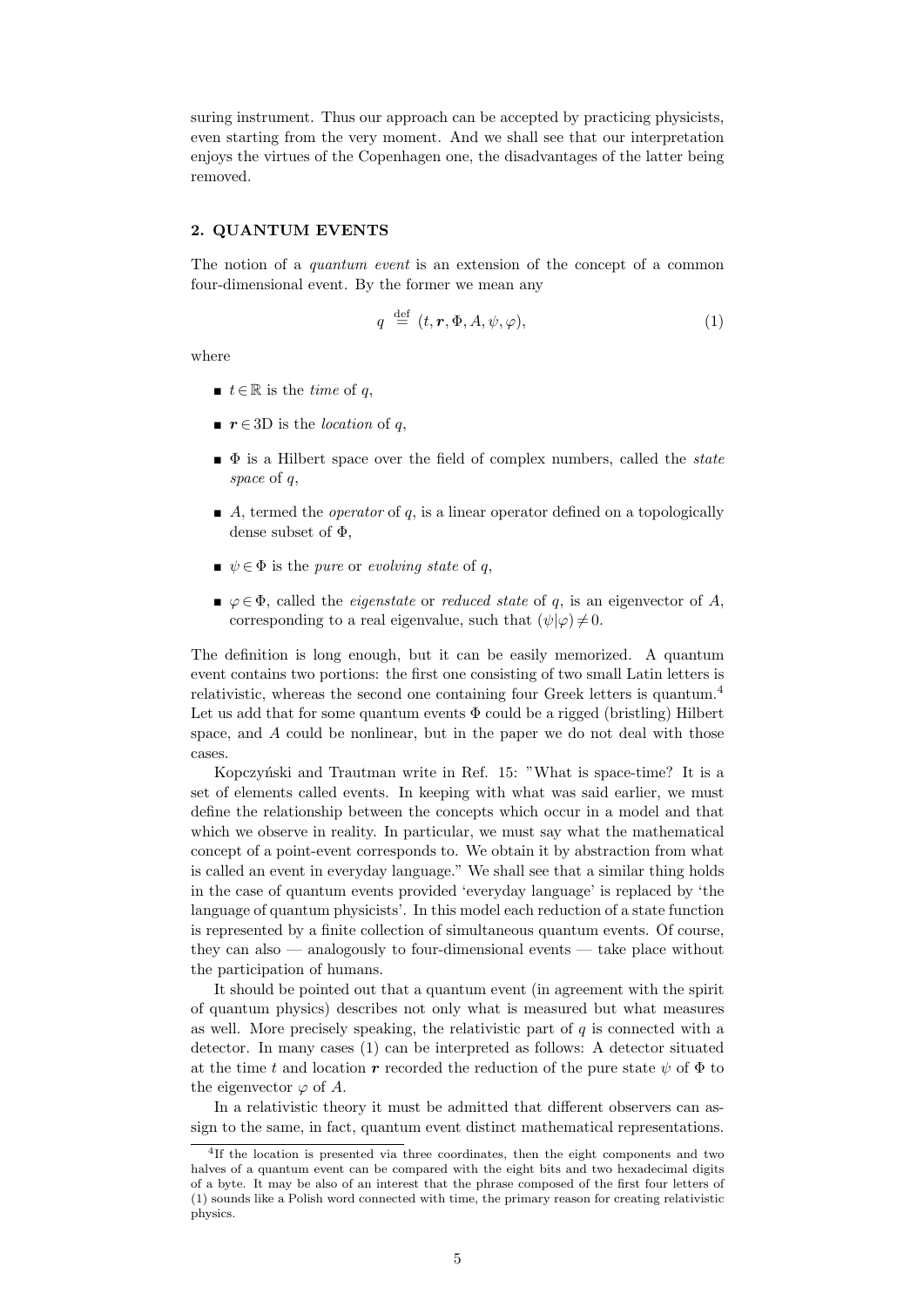suring instrument. Thus our approach can be accepted by practicing physicists, even starting from the very moment. And we shall see that our interpretation enjoys the virtues of the Copenhagen one, the disadvantages of the latter being removed.

## 2. QUANTUM EVENTS

The notion of a *quantum event* is an extension of the concept of a common four-dimensional event. By the former we mean any

$$q \stackrel{\text{def}}{=} (t, \boldsymbol{r}, \Phi, A, \psi, \varphi), \tag{1}$$

where

- $t \in \mathbb{R}$ is the *time* of $q$,
- $\boldsymbol{r} \in 3\text{D}$ is the *location* of $q$,
- $\Phi$ is a Hilbert space over the field of complex numbers, called the *state space* of $q$,
- $A$, termed the *operator* of $q$, is a linear operator defined on a topologically dense subset of $\Phi$,
- $\psi \in \Phi$ is the *pure* or *evolving state* of $q$,
- $\varphi \in \Phi$, called the *eigenstate* or *reduced state* of $q$, is an eigenvector of $A$, corresponding to a real eigenvalue, such that $(\psi|\varphi) \neq 0$.

The definition is long enough, but it can be easily memorized. A quantum event contains two portions: the first one consisting of two small Latin letters is relativistic, whereas the second one containing four Greek letters is quantum.[4] Let us add that for some quantum events $\Phi$ could be a rigged (bristling) Hilbert space, and $A$ could be nonlinear, but in the paper we do not deal with those cases.

Kopczyński and Trautman write in Ref. 15: "What is space-time? It is a set of elements called events. In keeping with what was said earlier, we must define the relationship between the concepts which occur in a model and that which we observe in reality. In particular, we must say what the mathematical concept of a point-event corresponds to. We obtain it by abstraction from what is called an event in everyday language." We shall see that a similar thing holds in the case of quantum events provided 'everyday language' is replaced by 'the language of quantum physicists'. In this model each reduction of a state function is represented by a finite collection of simultaneous quantum events. Of course, they can also — analogously to four-dimensional events — take place without the participation of humans.

It should be pointed out that a quantum event (in agreement with the spirit of quantum physics) describes not only what is measured but what measures as well. More precisely speaking, the relativistic part of $q$ is connected with a detector. In many cases (1) can be interpreted as follows: A detector situated at the time $t$ and location $\boldsymbol{r}$ recorded the reduction of the pure state $\psi$ of $\Phi$ to the eigenvector $\varphi$ of $A$.

In a relativistic theory it must be admitted that different observers can assign to the same, in fact, quantum event distinct mathematical representations.

[4] If the location is presented via three coordinates, then the eight components and two halves of a quantum event can be compared with the eight bits and two hexadecimal digits of a byte. It may be also of an interest that the phrase composed of the first four letters of (1) sounds like a Polish word connected with time, the primary reason for creating relativistic physics.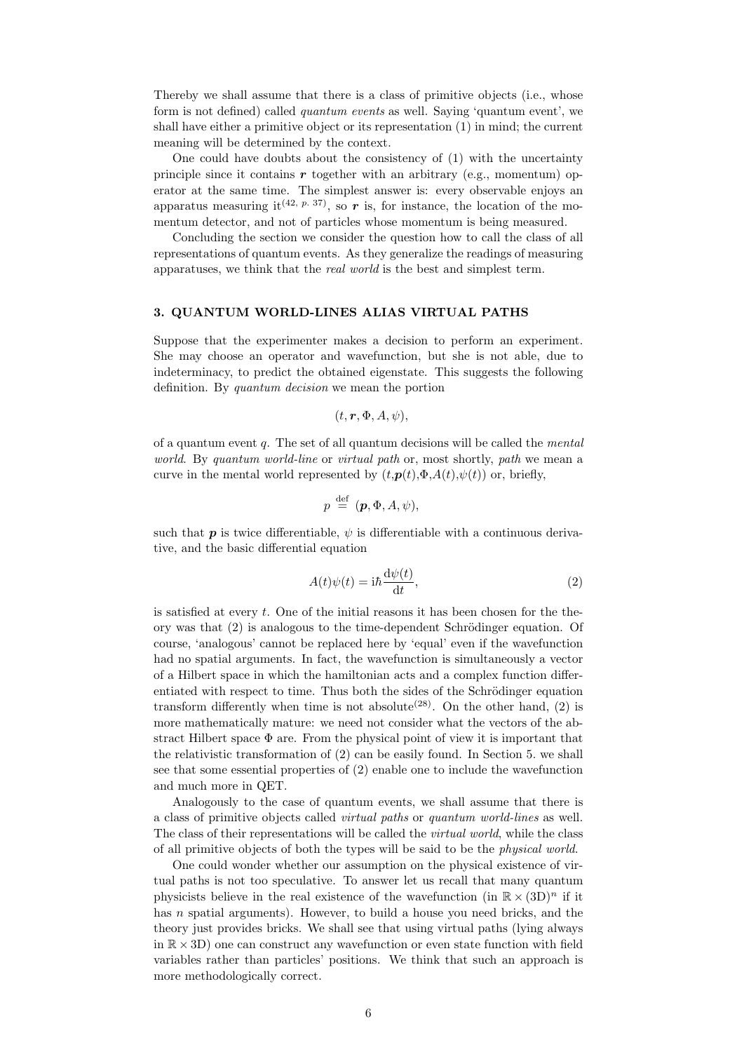Thereby we shall assume that there is a class of primitive objects (i.e., whose form is not defined) called *quantum events* as well. Saying 'quantum event', we shall have either a primitive object or its representation (1) in mind; the current meaning will be determined by the context.

One could have doubts about the consistency of (1) with the uncertainty principle since it contains $\boldsymbol{r}$ together with an arbitrary (e.g., momentum) operator at the same time. The simplest answer is: every observable enjoys an apparatus measuring it[42, p. 37], so $\boldsymbol{r}$ is, for instance, the location of the momentum detector, and not of particles whose momentum is being measured.

Concluding the section we consider the question how to call the class of all representations of quantum events. As they generalize the readings of measuring apparatuses, we think that the *real world* is the best and simplest term.

## 3. QUANTUM WORLD-LINES ALIAS VIRTUAL PATHS

Suppose that the experimenter makes a decision to perform an experiment. She may choose an operator and wavefunction, but she is not able, due to indeterminacy, to predict the obtained eigenstate. This suggests the following definition. By *quantum decision* we mean the portion

$$(t, \boldsymbol{r}, \Phi, A, \psi),$$

of a quantum event $q$. The set of all quantum decisions will be called the *mental world*. By *quantum world-line* or *virtual path* or, most shortly, *path* we mean a curve in the mental world represented by $(t, \boldsymbol{p}(t), \Phi, A(t), \psi(t))$ or, briefly,

$$p \stackrel{\text{def}}{=} (\boldsymbol{p}, \Phi, A, \psi),$$

such that $\boldsymbol{p}$ is twice differentiable, $\psi$ is differentiable with a continuous derivative, and the basic differential equation

$$A(t)\psi(t) = \mathrm{i}\hbar \frac{\mathrm{d}\psi(t)}{\mathrm{d}t}, \tag{2}$$

is satisfied at every $t$. One of the initial reasons it has been chosen for the theory was that (2) is analogous to the time-dependent Schrödinger equation. Of course, 'analogous' cannot be replaced here by 'equal' even if the wavefunction had no spatial arguments. In fact, the wavefunction is simultaneously a vector of a Hilbert space in which the hamiltonian acts and a complex function differentiated with respect to time. Thus both the sides of the Schrödinger equation transform differently when time is not absolute[28]. On the other hand, (2) is more mathematically mature: we need not consider what the vectors of the abstract Hilbert space $\Phi$ are. From the physical point of view it is important that the relativistic transformation of (2) can be easily found. In Section 5. we shall see that some essential properties of (2) enable one to include the wavefunction and much more in QET.

Analogously to the case of quantum events, we shall assume that there is a class of primitive objects called *virtual paths* or *quantum world-lines* as well. The class of their representations will be called the *virtual world*, while the class of all primitive objects of both the types will be said to be the *physical world*.

One could wonder whether our assumption on the physical existence of virtual paths is not too speculative. To answer let us recall that many quantum physicists believe in the real existence of the wavefunction (in $\mathbb{R} \times (3\text{D})^n$ if it has $n$ spatial arguments). However, to build a house you need bricks, and the theory just provides bricks. We shall see that using virtual paths (lying always in $\mathbb{R} \times 3\text{D}$) one can construct any wavefunction or even state function with field variables rather than particles' positions. We think that such an approach is more methodologically correct.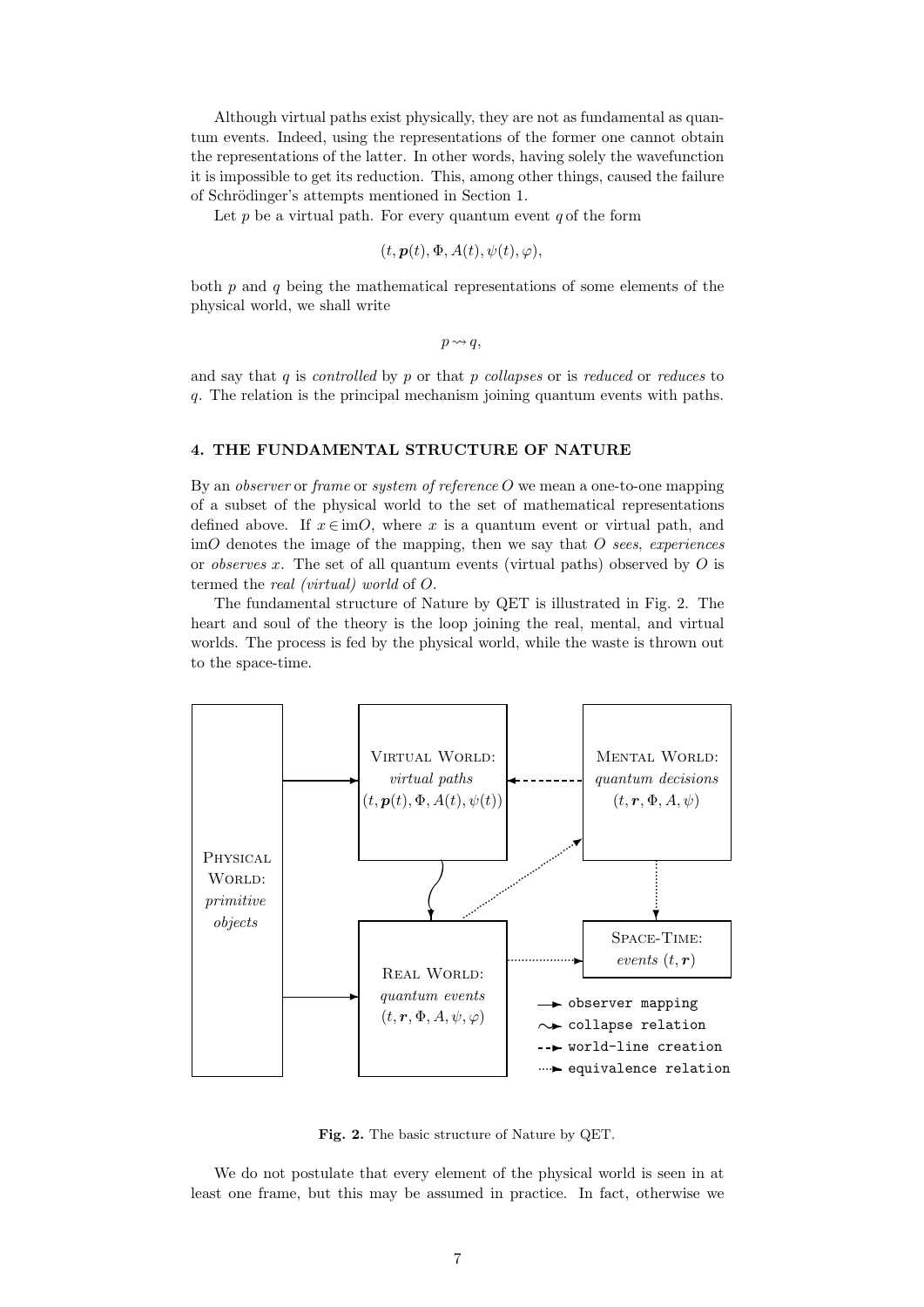Although virtual paths exist physically, they are not as fundamental as quantum events. Indeed, using the representations of the former one cannot obtain the representations of the latter. In other words, having solely the wavefunction it is impossible to get its reduction. This, among other things, caused the failure of Schrödinger's attempts mentioned in Section 1.

Let $p$ be a virtual path. For every quantum event $q$ of the form

$$(t, \boldsymbol{p}(t), \Phi, A(t), \psi(t), \varphi),$$

both $p$ and $q$ being the mathematical representations of some elements of the physical world, we shall write

$$p \rightsquigarrow q,$$

and say that $q$ is *controlled* by $p$ or that $p$ *collapses* or is *reduced* or *reduces* to $q$. The relation is the principal mechanism joining quantum events with paths.

## 4. THE FUNDAMENTAL STRUCTURE OF NATURE

By an *observer* or *frame* or *system of reference* $O$ we mean a one-to-one mapping of a subset of the physical world to the set of mathematical representations defined above. If $x \in \mathrm{im}O$, where $x$ is a quantum event or virtual path, and $\mathrm{im}O$ denotes the image of the mapping, then we say that $O$ *sees*, *experiences* or *observes* $x$. The set of all quantum events (virtual paths) observed by $O$ is termed the *real (virtual) world* of $O$.

The fundamental structure of Nature by QET is illustrated in Fig. 2. The heart and soul of the theory is the loop joining the real, mental, and virtual worlds. The process is fed by the physical world, while the waste is thrown out to the space-time.

PHYSICAL WORLD: *primitive objects*

VIRTUAL WORLD: *virtual paths* $(t, \boldsymbol{p}(t), \Phi, A(t), \psi(t))$

MENTAL WORLD: *quantum decisions* $(t, \boldsymbol{r}, \Phi, A, \psi)$

REAL WORLD: *quantum events* $(t, \boldsymbol{r}, \Phi, A, \psi, \varphi)$

SPACE-TIME: *events* $(t, \boldsymbol{r})$

→ observer mapping
⇝ collapse relation
⇢ world-line creation
⋯→ equivalence relation

**Fig. 2.** The basic structure of Nature by QET.

We do not postulate that every element of the physical world is seen in at least one frame, but this may be assumed in practice. In fact, otherwise we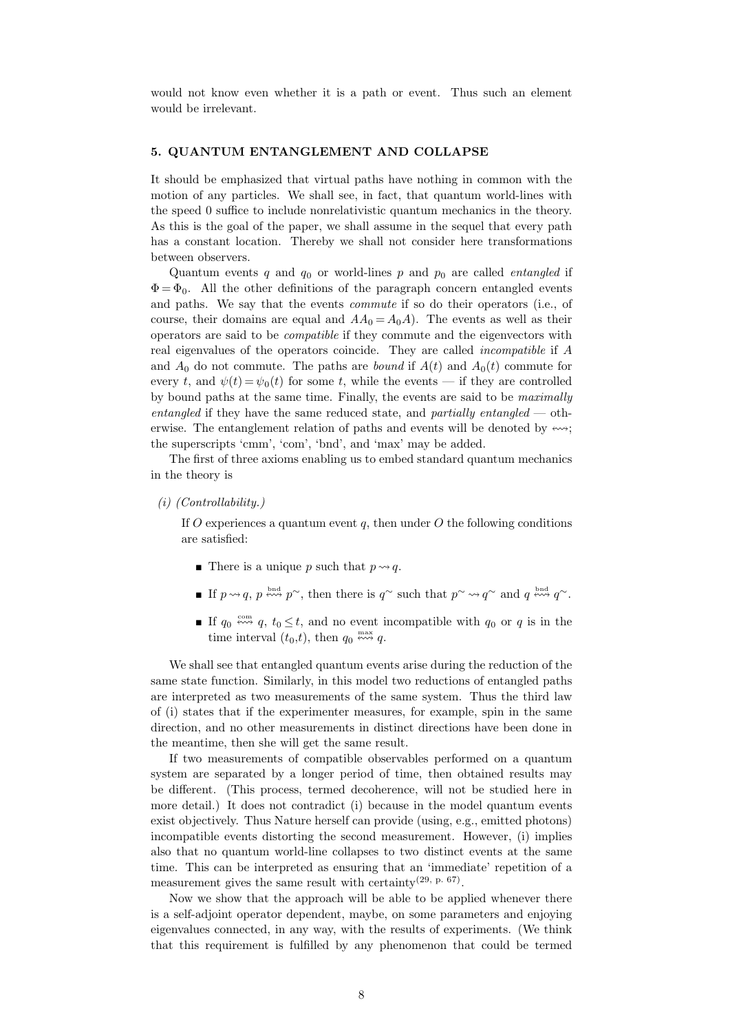would not know even whether it is a path or event. Thus such an element would be irrelevant.

## 5. QUANTUM ENTANGLEMENT AND COLLAPSE

It should be emphasized that virtual paths have nothing in common with the motion of any particles. We shall see, in fact, that quantum world-lines with the speed 0 suffice to include nonrelativistic quantum mechanics in the theory. As this is the goal of the paper, we shall assume in the sequel that every path has a constant location. Thereby we shall not consider here transformations between observers.

Quantum events $q$ and $q_0$ or world-lines $p$ and $p_0$ are called *entangled* if $\Phi = \Phi_0$. All the other definitions of the paragraph concern entangled events and paths. We say that the events *commute* if so do their operators (i.e., of course, their domains are equal and $AA_0 = A_0A$). The events as well as their operators are said to be *compatible* if they commute and the eigenvectors with real eigenvalues of the operators coincide. They are called *incompatible* if $A$ and $A_0$ do not commute. The paths are *bound* if $A(t)$ and $A_0(t)$ commute for every $t$, and $\psi(t) = \psi_0(t)$ for some $t$, while the events — if they are controlled by bound paths at the same time. Finally, the events are said to be *maximally entangled* if they have the same reduced state, and *partially entangled* — otherwise. The entanglement relation of paths and events will be denoted by $\leftrightsquigarrow$; the superscripts 'cmm', 'com', 'bnd', and 'max' may be added.

The first of three axioms enabling us to embed standard quantum mechanics in the theory is

*(i) (Controllability.)*

If $O$ experiences a quantum event $q$, then under $O$ the following conditions are satisfied:

- There is a unique $p$ such that $p \rightsquigarrow q$.
- If $p \rightsquigarrow q$, $p \overset{\text{bnd}}{\leftrightsquigarrow} p^{\sim}$, then there is $q^{\sim}$ such that $p^{\sim} \rightsquigarrow q^{\sim}$ and $q \overset{\text{bnd}}{\leftrightsquigarrow} q^{\sim}$.
- If $q_0 \overset{\text{com}}{\leftrightsquigarrow} q$, $t_0 \leq t$, and no event incompatible with $q_0$ or $q$ is in the time interval $(t_0,t)$, then $q_0 \overset{\text{max}}{\leftrightsquigarrow} q$.

We shall see that entangled quantum events arise during the reduction of the same state function. Similarly, in this model two reductions of entangled paths are interpreted as two measurements of the same system. Thus the third law of (i) states that if the experimenter measures, for example, spin in the same direction, and no other measurements in distinct directions have been done in the meantime, then she will get the same result.

If two measurements of compatible observables performed on a quantum system are separated by a longer period of time, then obtained results may be different. (This process, termed decoherence, will not be studied here in more detail.) It does not contradict (i) because in the model quantum events exist objectively. Thus Nature herself can provide (using, e.g., emitted photons) incompatible events distorting the second measurement. However, (i) implies also that no quantum world-line collapses to two distinct events at the same time. This can be interpreted as ensuring that an 'immediate' repetition of a measurement gives the same result with certainty[29, p. 67].

Now we show that the approach will be able to be applied whenever there is a self-adjoint operator dependent, maybe, on some parameters and enjoying eigenvalues connected, in any way, with the results of experiments. (We think that this requirement is fulfilled by any phenomenon that could be termed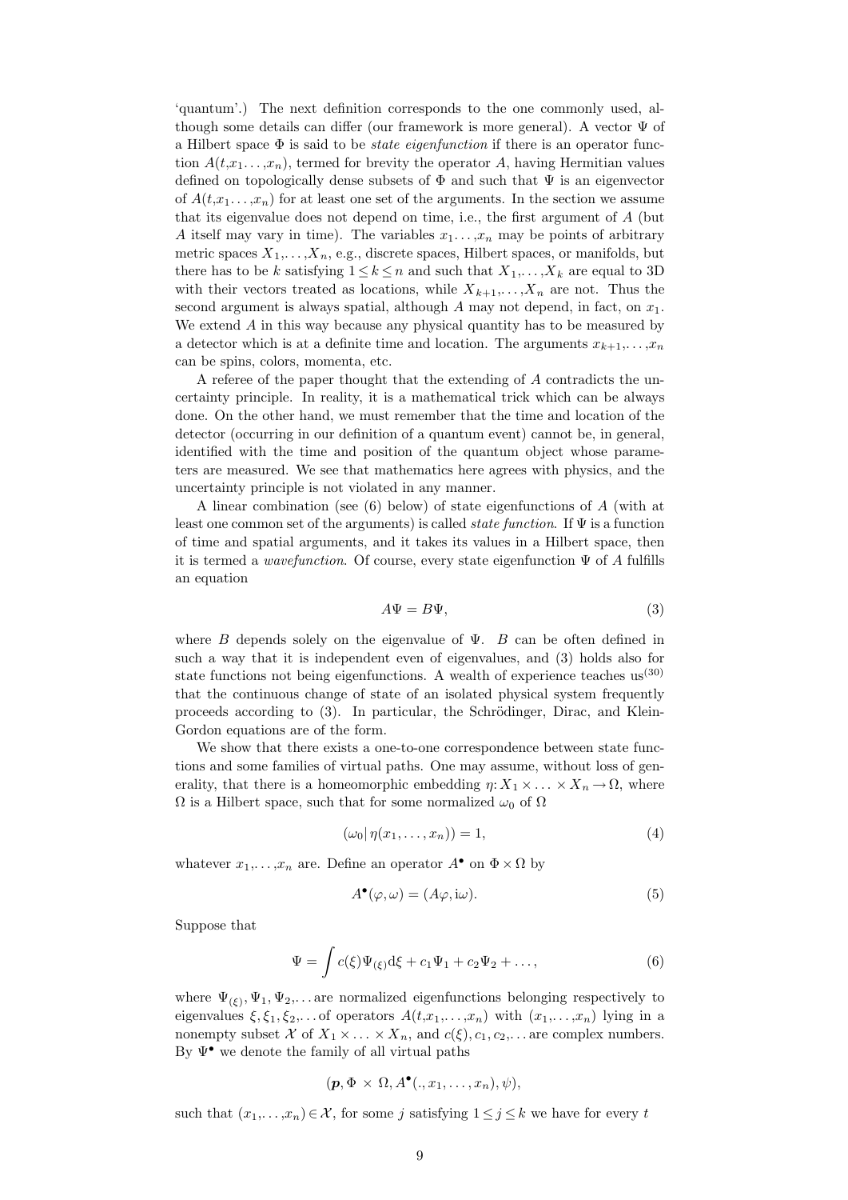'quantum'.) The next definition corresponds to the one commonly used, although some details can differ (our framework is more general). A vector $\Psi$ of a Hilbert space $\Phi$ is said to be *state eigenfunction* if there is an operator function $A(t,x_1\ldots,x_n)$, termed for brevity the operator $A$, having Hermitian values defined on topologically dense subsets of $\Phi$ and such that $\Psi$ is an eigenvector of $A(t,x_1\ldots,x_n)$ for at least one set of the arguments. In the section we assume that its eigenvalue does not depend on time, i.e., the first argument of $A$ (but $A$ itself may vary in time). The variables $x_1\ldots,x_n$ may be points of arbitrary metric spaces $X_1,\ldots,X_n$, e.g., discrete spaces, Hilbert spaces, or manifolds, but there has to be $k$ satisfying $1 \le k \le n$ and such that $X_1,\ldots,X_k$ are equal to 3D with their vectors treated as locations, while $X_{k+1},\ldots,X_n$ are not. Thus the second argument is always spatial, although $A$ may not depend, in fact, on $x_1$. We extend $A$ in this way because any physical quantity has to be measured by a detector which is at a definite time and location. The arguments $x_{k+1},\ldots,x_n$ can be spins, colors, momenta, etc.

A referee of the paper thought that the extending of $A$ contradicts the uncertainty principle. In reality, it is a mathematical trick which can be always done. On the other hand, we must remember that the time and location of the detector (occurring in our definition of a quantum event) cannot be, in general, identified with the time and position of the quantum object whose parameters are measured. We see that mathematics here agrees with physics, and the uncertainty principle is not violated in any manner.

A linear combination (see (6) below) of state eigenfunctions of $A$ (with at least one common set of the arguments) is called *state function*. If $\Psi$ is a function of time and spatial arguments, and it takes its values in a Hilbert space, then it is termed a *wavefunction*. Of course, every state eigenfunction $\Psi$ of $A$ fulfills an equation

$$A\Psi = B\Psi, \tag{3}$$

where $B$ depends solely on the eigenvalue of $\Psi$. $B$ can be often defined in such a way that it is independent even of eigenvalues, and (3) holds also for state functions not being eigenfunctions. A wealth of experience teaches us[30] that the continuous change of state of an isolated physical system frequently proceeds according to (3). In particular, the Schrödinger, Dirac, and Klein-Gordon equations are of the form.

We show that there exists a one-to-one correspondence between state functions and some families of virtual paths. One may assume, without loss of generality, that there is a homeomorphic embedding $\eta\colon X_1 \times \ldots \times X_n \to \Omega$, where $\Omega$ is a Hilbert space, such that for some normalized $\omega_0$ of $\Omega$

$$(\omega_0 |\, \eta(x_1,\ldots,x_n)) = 1, \tag{4}$$

whatever $x_1,\ldots,x_n$ are. Define an operator $A^\bullet$ on $\Phi \times \Omega$ by

$$A^\bullet(\varphi,\omega) = (A\varphi, \mathrm{i}\omega). \tag{5}$$

Suppose that

$$\Psi = \int c(\xi)\Psi_{(\xi)}\mathrm{d}\xi + c_1\Psi_1 + c_2\Psi_2 + \ldots, \tag{6}$$

where $\Psi_{(\xi)}, \Psi_1, \Psi_2,\ldots$ are normalized eigenfunctions belonging respectively to eigenvalues $\xi, \xi_1, \xi_2,\ldots$ of operators $A(t,x_1,\ldots,x_n)$ with $(x_1,\ldots,x_n)$ lying in a nonempty subset $\mathcal{X}$ of $X_1 \times \ldots \times X_n$, and $c(\xi), c_1, c_2,\ldots$ are complex numbers. By $\Psi^\bullet$ we denote the family of all virtual paths

$$(\boldsymbol{p}, \Phi \times \Omega, A^\bullet(.,x_1,\ldots,x_n), \psi),$$

such that $(x_1,\ldots,x_n) \in \mathcal{X}$, for some $j$ satisfying $1 \le j \le k$ we have for every $t$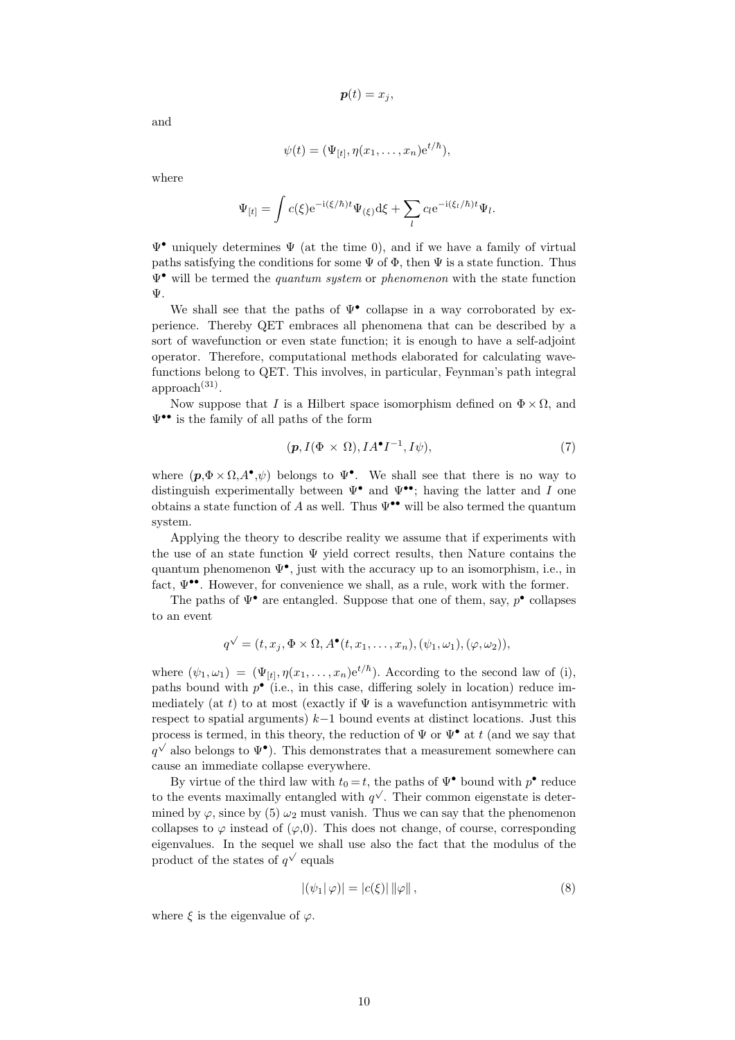$$\boldsymbol{p}(t) = x_j,$$

and

$$\psi(t) = (\Psi_{[t]}, \eta(x_1, \ldots, x_n)\mathrm{e}^{t/\hbar}),$$

where

$$\Psi_{[t]} = \int c(\xi)\mathrm{e}^{-\mathrm{i}(\xi/\hbar)t}\Psi_{(\xi)}\mathrm{d}\xi + \sum_l c_l \mathrm{e}^{-\mathrm{i}(\xi_l/\hbar)t}\Psi_l.$$

$\Psi^{\bullet}$ uniquely determines $\Psi$ (at the time 0), and if we have a family of virtual paths satisfying the conditions for some $\Psi$ of $\Phi$, then $\Psi$ is a state function. Thus $\Psi^{\bullet}$ will be termed the *quantum system* or *phenomenon* with the state function $\Psi$.

We shall see that the paths of $\Psi^{\bullet}$ collapse in a way corroborated by experience. Thereby QET embraces all phenomena that can be described by a sort of wavefunction or even state function; it is enough to have a self-adjoint operator. Therefore, computational methods elaborated for calculating wavefunctions belong to QET. This involves, in particular, Feynman's path integral approach(31).

Now suppose that $I$ is a Hilbert space isomorphism defined on $\Phi \times \Omega$, and $\Psi^{\bullet\bullet}$ is the family of all paths of the form

$$(\boldsymbol{p}, I(\Phi \times \Omega), IA^{\bullet}I^{-1}, I\psi), \tag{7}$$

where $(\boldsymbol{p}, \Phi \times \Omega, A^{\bullet}, \psi)$ belongs to $\Psi^{\bullet}$. We shall see that there is no way to distinguish experimentally between $\Psi^{\bullet}$ and $\Psi^{\bullet\bullet}$; having the latter and $I$ one obtains a state function of $A$ as well. Thus $\Psi^{\bullet\bullet}$ will be also termed the quantum system.

Applying the theory to describe reality we assume that if experiments with the use of an state function $\Psi$ yield correct results, then Nature contains the quantum phenomenon $\Psi^{\bullet}$, just with the accuracy up to an isomorphism, i.e., in fact, $\Psi^{\bullet\bullet}$. However, for convenience we shall, as a rule, work with the former.

The paths of $\Psi^{\bullet}$ are entangled. Suppose that one of them, say, $p^{\bullet}$ collapses to an event

$$q^{\surd} = (t, x_j, \Phi \times \Omega, A^{\bullet}(t, x_1, \ldots, x_n), (\psi_1, \omega_1), (\varphi, \omega_2)),$$

where $(\psi_1, \omega_1) = (\Psi_{[t]}, \eta(x_1, \ldots, x_n)\mathrm{e}^{t/\hbar})$. According to the second law of (i), paths bound with $p^{\bullet}$ (i.e., in this case, differing solely in location) reduce immediately (at $t$) to at most (exactly if $\Psi$ is a wavefunction antisymmetric with respect to spatial arguments) $k-1$ bound events at distinct locations. Just this process is termed, in this theory, the reduction of $\Psi$ or $\Psi^{\bullet}$ at $t$ (and we say that $q^{\surd}$ also belongs to $\Psi^{\bullet}$). This demonstrates that a measurement somewhere can cause an immediate collapse everywhere.

By virtue of the third law with $t_0 = t$, the paths of $\Psi^{\bullet}$ bound with $p^{\bullet}$ reduce to the events maximally entangled with $q^{\surd}$. Their common eigenstate is determined by $\varphi$, since by (5) $\omega_2$ must vanish. Thus we can say that the phenomenon collapses to $\varphi$ instead of $(\varphi, 0)$. This does not change, of course, corresponding eigenvalues. In the sequel we shall use also the fact that the modulus of the product of the states of $q^{\surd}$ equals

$$|(\psi_1|\,\varphi)| = |c(\xi)|\,\|\varphi\|\,, \tag{8}$$

where $\xi$ is the eigenvalue of $\varphi$.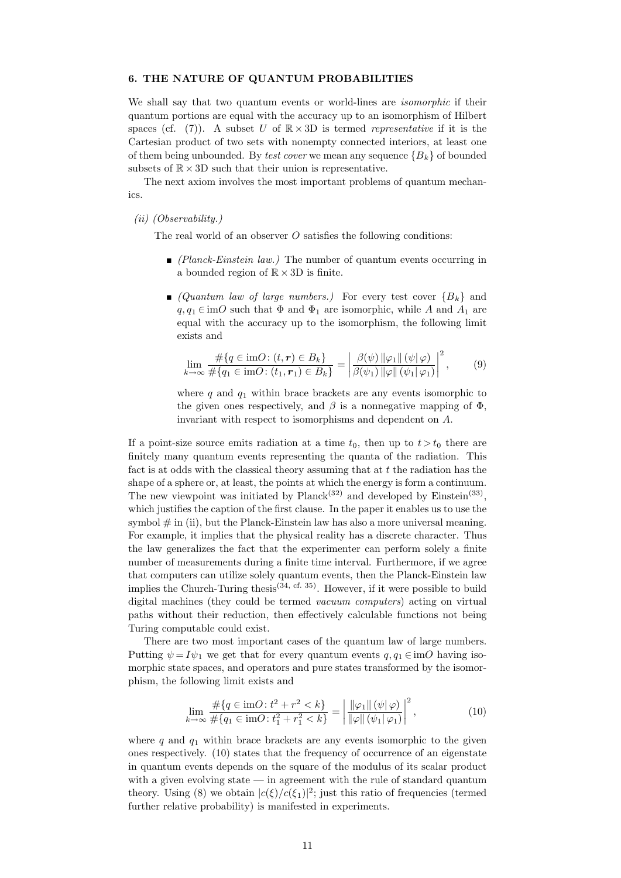## 6. THE NATURE OF QUANTUM PROBABILITIES

We shall say that two quantum events or world-lines are *isomorphic* if their quantum portions are equal with the accuracy up to an isomorphism of Hilbert spaces (cf. (7)). A subset $U$ of $\mathbb{R}\times 3\mathrm{D}$ is termed *representative* if it is the Cartesian product of two sets with nonempty connected interiors, at least one of them being unbounded. By *test cover* we mean any sequence $\{B_k\}$ of bounded subsets of $\mathbb{R}\times 3\mathrm{D}$ such that their union is representative.

The next axiom involves the most important problems of quantum mechanics.

*(ii) (Observability.)*

The real world of an observer $O$ satisfies the following conditions:

- *(Planck-Einstein law.)* The number of quantum events occurring in a bounded region of $\mathbb{R}\times 3\mathrm{D}$ is finite.
- *(Quantum law of large numbers.)* For every test cover $\{B_k\}$ and $q, q_1 \in \mathrm{im}O$ such that $\Phi$ and $\Phi_1$ are isomorphic, while $A$ and $A_1$ are equal with the accuracy up to the isomorphism, the following limit exists and

$$\lim_{k\to\infty}\frac{\#\{q\in \mathrm{im}O\colon (t,\boldsymbol{r})\in B_k\}}{\#\{q_1\in \mathrm{im}O\colon (t_1,\boldsymbol{r}_1)\in B_k\}}=\left|\frac{\beta(\psi)\,\|\varphi_1\|\,(\psi|\,\varphi)}{\beta(\psi_1)\,\|\varphi\|\,(\psi_1|\,\varphi_1)}\right|^2, \tag{9}$$

where $q$ and $q_1$ within brace brackets are any events isomorphic to the given ones respectively, and $\beta$ is a nonnegative mapping of $\Phi$, invariant with respect to isomorphisms and dependent on $A$.

If a point-size source emits radiation at a time $t_0$, then up to $t > t_0$ there are finitely many quantum events representing the quanta of the radiation. This fact is at odds with the classical theory assuming that at $t$ the radiation has the shape of a sphere or, at least, the points at which the energy is form a continuum. The new viewpoint was initiated by Planck[32] and developed by Einstein[33], which justifies the caption of the first clause. In the paper it enables us to use the symbol # in (ii), but the Planck-Einstein law has also a more universal meaning. For example, it implies that the physical reality has a discrete character. Thus the law generalizes the fact that the experimenter can perform solely a finite number of measurements during a finite time interval. Furthermore, if we agree that computers can utilize solely quantum events, then the Planck-Einstein law implies the Church-Turing thesis[34, cf. 35]. However, if it were possible to build digital machines (they could be termed *vacuum computers*) acting on virtual paths without their reduction, then effectively calculable functions not being Turing computable could exist.

There are two most important cases of the quantum law of large numbers. Putting $\psi = I\psi_1$ we get that for every quantum events $q, q_1 \in \mathrm{im}O$ having isomorphic state spaces, and operators and pure states transformed by the isomorphism, the following limit exists and

$$\lim_{k\to\infty}\frac{\#\{q\in \mathrm{im}O\colon t^2+r^2<k\}}{\#\{q_1\in \mathrm{im}O\colon t_1^2+r_1^2<k\}}=\left|\frac{\|\varphi_1\|\,(\psi|\,\varphi)}{\|\varphi\|\,(\psi_1|\,\varphi_1)}\right|^2, \tag{10}$$

where $q$ and $q_1$ within brace brackets are any events isomorphic to the given ones respectively. (10) states that the frequency of occurrence of an eigenstate in quantum events depends on the square of the modulus of its scalar product with a given evolving state — in agreement with the rule of standard quantum theory. Using (8) we obtain $|c(\xi)/c(\xi_1)|^2$; just this ratio of frequencies (termed further relative probability) is manifested in experiments.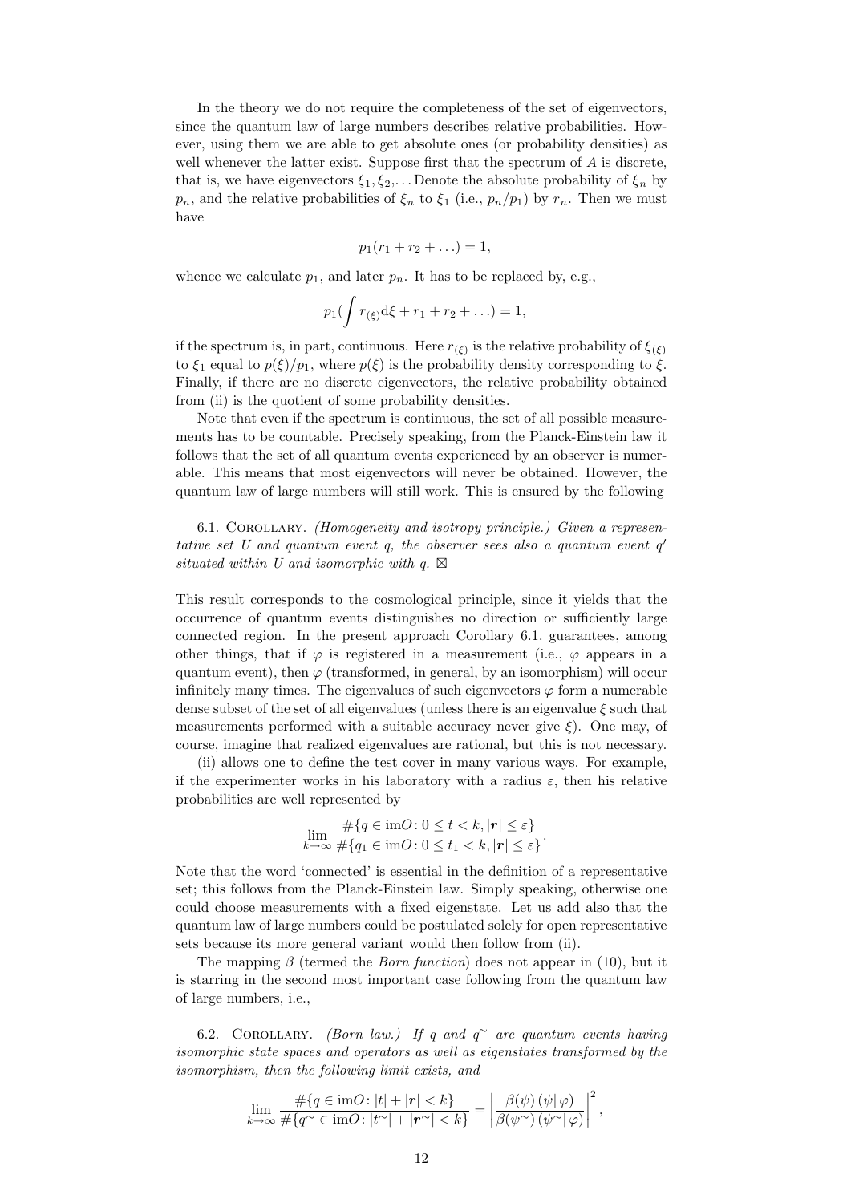In the theory we do not require the completeness of the set of eigenvectors, since the quantum law of large numbers describes relative probabilities. However, using them we are able to get absolute ones (or probability densities) as well whenever the latter exist. Suppose first that the spectrum of $A$ is discrete, that is, we have eigenvectors $\xi_1, \xi_2, \ldots$ Denote the absolute probability of $\xi_n$ by $p_n$, and the relative probabilities of $\xi_n$ to $\xi_1$ (i.e., $p_n/p_1$) by $r_n$. Then we must have

$$p_1(r_1 + r_2 + \ldots) = 1,$$

whence we calculate $p_1$, and later $p_n$. It has to be replaced by, e.g.,

$$p_1\Big(\int r_{(\xi)} \mathrm{d}\xi + r_1 + r_2 + \ldots\Big) = 1,$$

if the spectrum is, in part, continuous. Here $r_{(\xi)}$ is the relative probability of $\xi_{(\xi)}$ to $\xi_1$ equal to $p(\xi)/p_1$, where $p(\xi)$ is the probability density corresponding to $\xi$. Finally, if there are no discrete eigenvectors, the relative probability obtained from (ii) is the quotient of some probability densities.

Note that even if the spectrum is continuous, the set of all possible measurements has to be countable. Precisely speaking, from the Planck-Einstein law it follows that the set of all quantum events experienced by an observer is numerable. This means that most eigenvectors will never be obtained. However, the quantum law of large numbers will still work. This is ensured by the following

6.1. Corollary. *(Homogeneity and isotropy principle.) Given a representative set $U$ and quantum event $q$, the observer sees also a quantum event $q'$ situated within $U$ and isomorphic with $q$.* ⊠

This result corresponds to the cosmological principle, since it yields that the occurrence of quantum events distinguishes no direction or sufficiently large connected region. In the present approach Corollary 6.1. guarantees, among other things, that if $\varphi$ is registered in a measurement (i.e., $\varphi$ appears in a quantum event), then $\varphi$ (transformed, in general, by an isomorphism) will occur infinitely many times. The eigenvalues of such eigenvectors $\varphi$ form a numerable dense subset of the set of all eigenvalues (unless there is an eigenvalue $\xi$ such that measurements performed with a suitable accuracy never give $\xi$). One may, of course, imagine that realized eigenvalues are rational, but this is not necessary.

(ii) allows one to define the test cover in many various ways. For example, if the experimenter works in his laboratory with a radius $\varepsilon$, then his relative probabilities are well represented by

$$\lim_{k\to\infty} \frac{\#\{q \in \mathrm{im}O\colon 0 \le t < k, |\boldsymbol{r}| \le \varepsilon\}}{\#\{q_1 \in \mathrm{im}O\colon 0 \le t_1 < k, |\boldsymbol{r}| \le \varepsilon\}}.$$

Note that the word 'connected' is essential in the definition of a representative set; this follows from the Planck-Einstein law. Simply speaking, otherwise one could choose measurements with a fixed eigenstate. Let us add also that the quantum law of large numbers could be postulated solely for open representative sets because its more general variant would then follow from (ii).

The mapping $\beta$ (termed the *Born function*) does not appear in (10), but it is starring in the second most important case following from the quantum law of large numbers, i.e.,

6.2. Corollary. *(Born law.) If $q$ and $q^{\sim}$ are quantum events having isomorphic state spaces and operators as well as eigenstates transformed by the isomorphism, then the following limit exists, and*

$$\lim_{k\to\infty} \frac{\#\{q \in \mathrm{im}O\colon |t| + |\boldsymbol{r}| < k\}}{\#\{q^{\sim} \in \mathrm{im}O\colon |t^{\sim}| + |\boldsymbol{r}^{\sim}| < k\}} = \left|\frac{\beta(\psi)\,(\psi|\,\varphi)}{\beta(\psi^{\sim})\,(\psi^{\sim}|\,\varphi)}\right|^2,$$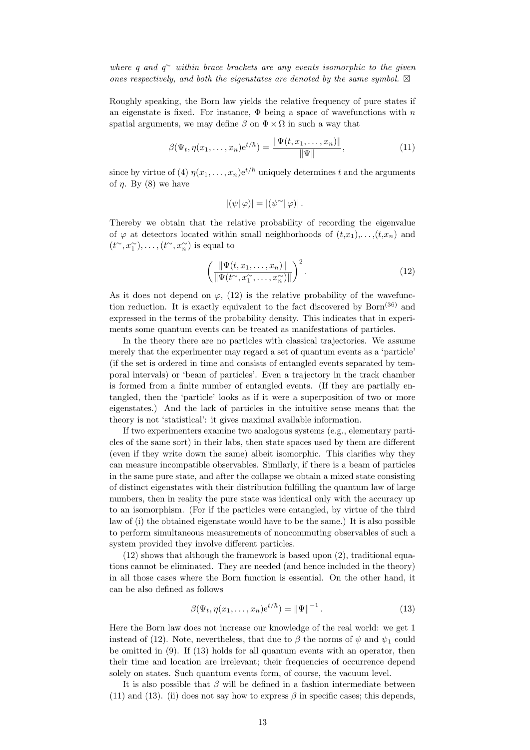*where $q$ and $q^{\sim}$ within brace brackets are any events isomorphic to the given ones respectively, and both the eigenstates are denoted by the same symbol.* ⊠

Roughly speaking, the Born law yields the relative frequency of pure states if an eigenstate is fixed. For instance, $\Phi$ being a space of wavefunctions with $n$ spatial arguments, we may define $\beta$ on $\Phi \times \Omega$ in such a way that

$$\beta(\Psi_t, \eta(x_1, \ldots, x_n)\mathrm{e}^{t/\hbar}) = \frac{\|\Psi(t, x_1, \ldots, x_n)\|}{\|\Psi\|}, \tag{11}$$

since by virtue of (4) $\eta(x_1, \ldots, x_n)\mathrm{e}^{t/\hbar}$ uniquely determines $t$ and the arguments of $\eta$. By (8) we have

$$|(\psi|\,\varphi)| = |(\psi^{\sim}|\,\varphi)|\,.$$

Thereby we obtain that the relative probability of recording the eigenvalue of $\varphi$ at detectors located within small neighborhoods of $(t,x_1),\ldots,(t,x_n)$ and $(t^{\sim}, x_1^{\sim}), \ldots, (t^{\sim}, x_n^{\sim})$ is equal to

$$\left(\frac{\|\Psi(t, x_1, \ldots, x_n)\|}{\|\Psi(t^{\sim}, x_1^{\sim}, \ldots, x_n^{\sim})\|}\right)^2. \tag{12}$$

As it does not depend on $\varphi$, (12) is the relative probability of the wavefunction reduction. It is exactly equivalent to the fact discovered by Born[36] and expressed in the terms of the probability density. This indicates that in experiments some quantum events can be treated as manifestations of particles.

In the theory there are no particles with classical trajectories. We assume merely that the experimenter may regard a set of quantum events as a 'particle' (if the set is ordered in time and consists of entangled events separated by temporal intervals) or 'beam of particles'. Even a trajectory in the track chamber is formed from a finite number of entangled events. (If they are partially entangled, then the 'particle' looks as if it were a superposition of two or more eigenstates.) And the lack of particles in the intuitive sense means that the theory is not 'statistical': it gives maximal available information.

If two experimenters examine two analogous systems (e.g., elementary particles of the same sort) in their labs, then state spaces used by them are different (even if they write down the same) albeit isomorphic. This clarifies why they can measure incompatible observables. Similarly, if there is a beam of particles in the same pure state, and after the collapse we obtain a mixed state consisting of distinct eigenstates with their distribution fulfilling the quantum law of large numbers, then in reality the pure state was identical only with the accuracy up to an isomorphism. (For if the particles were entangled, by virtue of the third law of (i) the obtained eigenstate would have to be the same.) It is also possible to perform simultaneous measurements of noncommuting observables of such a system provided they involve different particles.

(12) shows that although the framework is based upon (2), traditional equations cannot be eliminated. They are needed (and hence included in the theory) in all those cases where the Born function is essential. On the other hand, it can be also defined as follows

$$\beta(\Psi_t, \eta(x_1, \ldots, x_n)\mathrm{e}^{t/\hbar}) = \|\Psi\|^{-1}\,. \tag{13}$$

Here the Born law does not increase our knowledge of the real world: we get 1 instead of (12). Note, nevertheless, that due to $\beta$ the norms of $\psi$ and $\psi_1$ could be omitted in (9). If (13) holds for all quantum events with an operator, then their time and location are irrelevant; their frequencies of occurrence depend solely on states. Such quantum events form, of course, the vacuum level.

It is also possible that $\beta$ will be defined in a fashion intermediate between (11) and (13). (ii) does not say how to express $\beta$ in specific cases; this depends,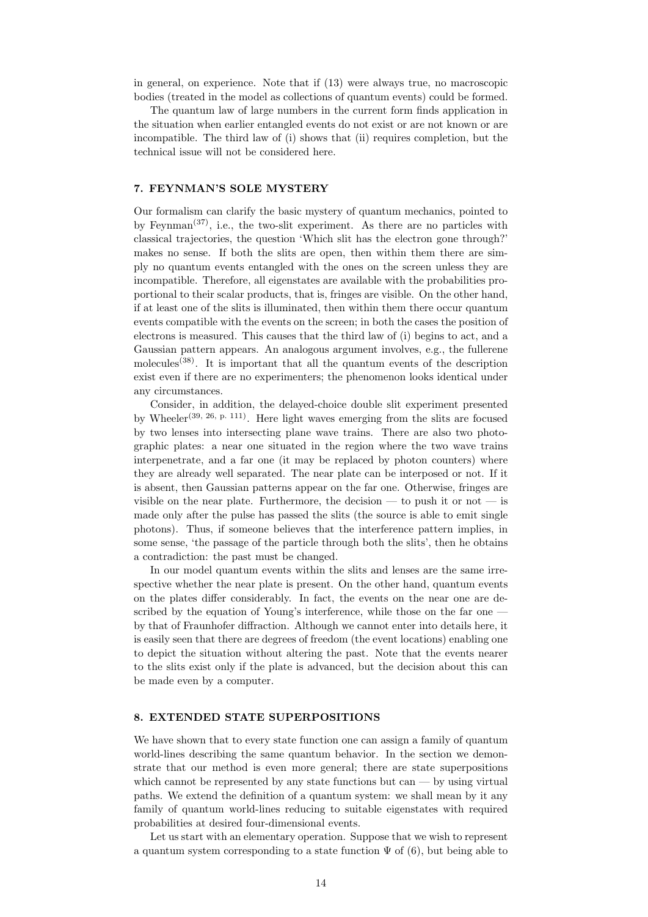in general, on experience. Note that if (13) were always true, no macroscopic bodies (treated in the model as collections of quantum events) could be formed.

The quantum law of large numbers in the current form finds application in the situation when earlier entangled events do not exist or are not known or are incompatible. The third law of (i) shows that (ii) requires completion, but the technical issue will not be considered here.

## 7. FEYNMAN'S SOLE MYSTERY

Our formalism can clarify the basic mystery of quantum mechanics, pointed to by Feynman[37], i.e., the two-slit experiment. As there are no particles with classical trajectories, the question 'Which slit has the electron gone through?' makes no sense. If both the slits are open, then within them there are simply no quantum events entangled with the ones on the screen unless they are incompatible. Therefore, all eigenstates are available with the probabilities proportional to their scalar products, that is, fringes are visible. On the other hand, if at least one of the slits is illuminated, then within them there occur quantum events compatible with the events on the screen; in both the cases the position of electrons is measured. This causes that the third law of (i) begins to act, and a Gaussian pattern appears. An analogous argument involves, e.g., the fullerene molecules[38]. It is important that all the quantum events of the description exist even if there are no experimenters; the phenomenon looks identical under any circumstances.

Consider, in addition, the delayed-choice double slit experiment presented by Wheeler[39, 26, p. 111]. Here light waves emerging from the slits are focused by two lenses into intersecting plane wave trains. There are also two photographic plates: a near one situated in the region where the two wave trains interpenetrate, and a far one (it may be replaced by photon counters) where they are already well separated. The near plate can be interposed or not. If it is absent, then Gaussian patterns appear on the far one. Otherwise, fringes are visible on the near plate. Furthermore, the decision — to push it or not — is made only after the pulse has passed the slits (the source is able to emit single photons). Thus, if someone believes that the interference pattern implies, in some sense, 'the passage of the particle through both the slits', then he obtains a contradiction: the past must be changed.

In our model quantum events within the slits and lenses are the same irrespective whether the near plate is present. On the other hand, quantum events on the plates differ considerably. In fact, the events on the near one are described by the equation of Young's interference, while those on the far one — by that of Fraunhofer diffraction. Although we cannot enter into details here, it is easily seen that there are degrees of freedom (the event locations) enabling one to depict the situation without altering the past. Note that the events nearer to the slits exist only if the plate is advanced, but the decision about this can be made even by a computer.

## 8. EXTENDED STATE SUPERPOSITIONS

We have shown that to every state function one can assign a family of quantum world-lines describing the same quantum behavior. In the section we demonstrate that our method is even more general; there are state superpositions which cannot be represented by any state functions but can — by using virtual paths. We extend the definition of a quantum system: we shall mean by it any family of quantum world-lines reducing to suitable eigenstates with required probabilities at desired four-dimensional events.

Let us start with an elementary operation. Suppose that we wish to represent a quantum system corresponding to a state function $\Psi$ of (6), but being able to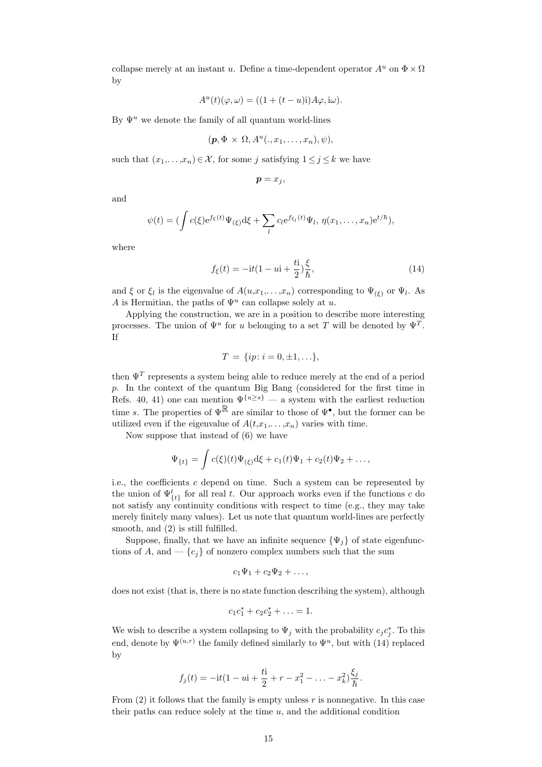collapse merely at an instant $u$. Define a time-dependent operator $A^u$ on $\Phi \times \Omega$ by

$$A^u(t)(\varphi, \omega) = ((1 + (t - u)\mathrm{i})A\varphi, \mathrm{i}\omega).$$

By $\Psi^u$ we denote the family of all quantum world-lines

$$(\boldsymbol{p}, \Phi \times \Omega, A^u(., x_1, \ldots, x_n), \psi),$$

such that $(x_1, \ldots, x_n) \in \mathcal{X}$, for some $j$ satisfying $1 \leq j \leq k$ we have

$$\boldsymbol{p} = x_j,$$

and

$$\psi(t) = (\int c(\xi) \mathrm{e}^{f_\xi(t)} \Psi_{(\xi)} \mathrm{d}\xi + \sum_l c_l \mathrm{e}^{f_{\xi_l}(t)} \Psi_l,\, \eta(x_1, \ldots, x_n) \mathrm{e}^{t/\hbar}),$$

where

$$f_\xi(t) = -\mathrm{i}t(1 - u\mathrm{i} + \frac{t\mathrm{i}}{2})\frac{\xi}{\hbar}, \tag{14}$$

and $\xi$ or $\xi_l$ is the eigenvalue of $A(u, x_1, \ldots, x_n)$ corresponding to $\Psi_{(\xi)}$ or $\Psi_l$. As $A$ is Hermitian, the paths of $\Psi^u$ can collapse solely at $u$.

Applying the construction, we are in a position to describe more interesting processes. The union of $\Psi^u$ for $u$ belonging to a set $T$ will be denoted by $\Psi^T$. If

$$T = \{ip \colon i = 0, \pm 1, \ldots\},$$

then $\Psi^T$ represents a system being able to reduce merely at the end of a period $p$. In the context of the quantum Big Bang (considered for the first time in Refs. 40, 41) one can mention $\Psi^{\{u \geq s\}}$ — a system with the earliest reduction time $s$. The properties of $\Psi^{\mathbb{R}}$ are similar to those of $\Psi^\bullet$, but the former can be utilized even if the eigenvalue of $A(t, x_1, \ldots, x_n)$ varies with time.

Now suppose that instead of (6) we have

$$\Psi_{\{t\}} = \int c(\xi)(t) \Psi_{(\xi)} \mathrm{d}\xi + c_1(t)\Psi_1 + c_2(t)\Psi_2 + \ldots,$$

i.e., the coefficients $c$ depend on time. Such a system can be represented by the union of $\Psi^t_{\{t\}}$ for all real $t$. Our approach works even if the functions $c$ do not satisfy any continuity conditions with respect to time (e.g., they may take merely finitely many values). Let us note that quantum world-lines are perfectly smooth, and (2) is still fulfilled.

Suppose, finally, that we have an infinite sequence $\{\Psi_j\}$ of state eigenfunctions of $A$, and — $\{c_j\}$ of nonzero complex numbers such that the sum

$$c_1\Psi_1 + c_2\Psi_2 + \ldots,$$

does not exist (that is, there is no state function describing the system), although

$$c_1c_1^* + c_2c_2^* + \ldots = 1.$$

We wish to describe a system collapsing to $\Psi_j$ with the probability $c_jc_j^*$. To this end, denote by $\Psi^{(u,r)}$ the family defined similarly to $\Psi^u$, but with (14) replaced by

$$f_j(t) = -\mathrm{i}t(1 - u\mathrm{i} + \frac{t\mathrm{i}}{2} + r - x_1^2 - \ldots - x_k^2)\frac{\xi_j}{\hbar}.$$

From (2) it follows that the family is empty unless $r$ is nonnegative. In this case their paths can reduce solely at the time $u$, and the additional condition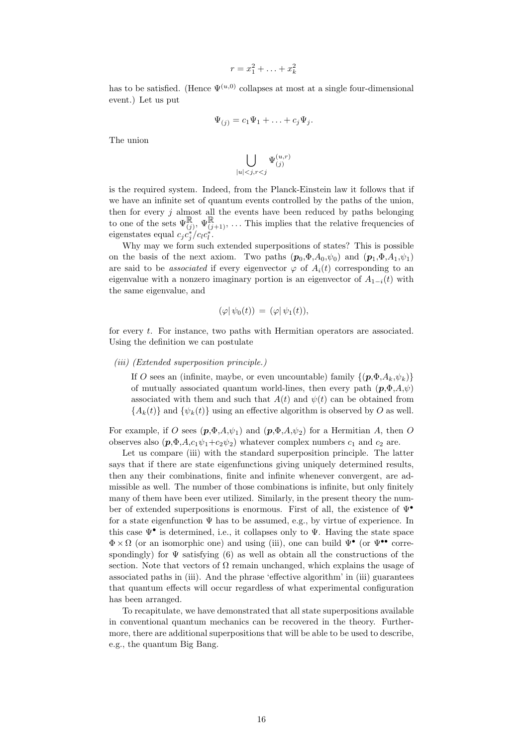$$r = x_1^2 + \ldots + x_k^2$$

has to be satisfied. (Hence $\Psi^{(u,0)}$ collapses at most at a single four-dimensional event.) Let us put

$$\Psi_{(j)} = c_1\Psi_1 + \ldots + c_j\Psi_j.$$

The union

$$\bigcup_{|u|<j, r<j} \Psi_{(j)}^{(u,r)}$$

is the required system. Indeed, from the Planck-Einstein law it follows that if we have an infinite set of quantum events controlled by the paths of the union, then for every $j$ almost all the events have been reduced by paths belonging to one of the sets $\Psi_{(j)}^{\mathbb{R}}$, $\Psi_{(j+1)}^{\mathbb{R}}$, ... This implies that the relative frequencies of eigenstates equal $c_j c_j^*/c_l c_l^*$.

Why may we form such extended superpositions of states? This is possible on the basis of the next axiom. Two paths $(\boldsymbol{p}_0,\Phi,A_0,\psi_0)$ and $(\boldsymbol{p}_1,\Phi,A_1,\psi_1)$ are said to be *associated* if every eigenvector $\varphi$ of $A_i(t)$ corresponding to an eigenvalue with a nonzero imaginary portion is an eigenvector of $A_{1-i}(t)$ with the same eigenvalue, and

$$(\varphi|\,\psi_0(t)) \,=\, (\varphi|\,\psi_1(t)),$$

for every $t$. For instance, two paths with Hermitian operators are associated. Using the definition we can postulate

*(iii) (Extended superposition principle.)*

> If $O$ sees an (infinite, maybe, or even uncountable) family $\{(\boldsymbol{p},\Phi,A_k,\psi_k)\}$ of mutually associated quantum world-lines, then every path $(\boldsymbol{p},\Phi,A,\psi)$ associated with them and such that $A(t)$ and $\psi(t)$ can be obtained from $\{A_k(t)\}$ and $\{\psi_k(t)\}$ using an effective algorithm is observed by $O$ as well.

For example, if $O$ sees $(\boldsymbol{p},\Phi,A,\psi_1)$ and $(\boldsymbol{p},\Phi,A,\psi_2)$ for a Hermitian $A$, then $O$ observes also $(\boldsymbol{p},\Phi,A,c_1\psi_1{+}c_2\psi_2)$ whatever complex numbers $c_1$ and $c_2$ are.

Let us compare (iii) with the standard superposition principle. The latter says that if there are state eigenfunctions giving uniquely determined results, then any their combinations, finite and infinite whenever convergent, are admissible as well. The number of those combinations is infinite, but only finitely many of them have been ever utilized. Similarly, in the present theory the number of extended superpositions is enormous. First of all, the existence of $\Psi^{\bullet}$ for a state eigenfunction $\Psi$ has to be assumed, e.g., by virtue of experience. In this case $\Psi^{\bullet}$ is determined, i.e., it collapses only to $\Psi$. Having the state space $\Phi\times\Omega$ (or an isomorphic one) and using (iii), one can build $\Psi^{\bullet}$ (or $\Psi^{\bullet\bullet}$ correspondingly) for $\Psi$ satisfying (6) as well as obtain all the constructions of the section. Note that vectors of $\Omega$ remain unchanged, which explains the usage of associated paths in (iii). And the phrase 'effective algorithm' in (iii) guarantees that quantum effects will occur regardless of what experimental configuration has been arranged.

To recapitulate, we have demonstrated that all state superpositions available in conventional quantum mechanics can be recovered in the theory. Furthermore, there are additional superpositions that will be able to be used to describe, e.g., the quantum Big Bang.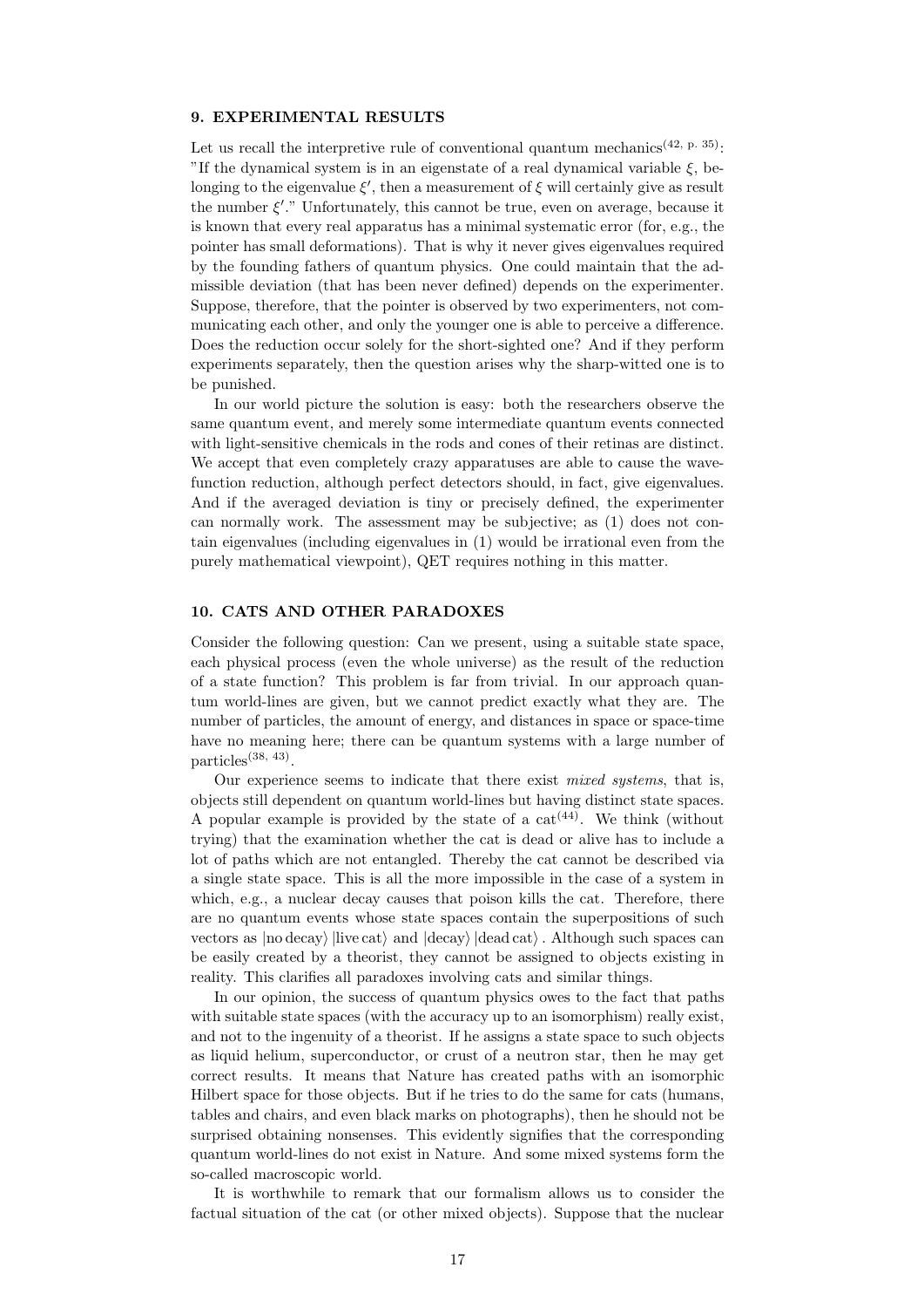## 9. EXPERIMENTAL RESULTS

Let us recall the interpretive rule of conventional quantum mechanics[42, p. 35]: "If the dynamical system is in an eigenstate of a real dynamical variable $\xi$, belonging to the eigenvalue $\xi'$, then a measurement of $\xi$ will certainly give as result the number $\xi'$." Unfortunately, this cannot be true, even on average, because it is known that every real apparatus has a minimal systematic error (for, e.g., the pointer has small deformations). That is why it never gives eigenvalues required by the founding fathers of quantum physics. One could maintain that the admissible deviation (that has been never defined) depends on the experimenter. Suppose, therefore, that the pointer is observed by two experimenters, not communicating each other, and only the younger one is able to perceive a difference. Does the reduction occur solely for the short-sighted one? And if they perform experiments separately, then the question arises why the sharp-witted one is to be punished.

In our world picture the solution is easy: both the researchers observe the same quantum event, and merely some intermediate quantum events connected with light-sensitive chemicals in the rods and cones of their retinas are distinct. We accept that even completely crazy apparatuses are able to cause the wave-function reduction, although perfect detectors should, in fact, give eigenvalues. And if the averaged deviation is tiny or precisely defined, the experimenter can normally work. The assessment may be subjective; as (1) does not contain eigenvalues (including eigenvalues in (1) would be irrational even from the purely mathematical viewpoint), QET requires nothing in this matter.

## 10. CATS AND OTHER PARADOXES

Consider the following question: Can we present, using a suitable state space, each physical process (even the whole universe) as the result of the reduction of a state function? This problem is far from trivial. In our approach quantum world-lines are given, but we cannot predict exactly what they are. The number of particles, the amount of energy, and distances in space or space-time have no meaning here; there can be quantum systems with a large number of particles[38, 43].

Our experience seems to indicate that there exist *mixed systems*, that is, objects still dependent on quantum world-lines but having distinct state spaces. A popular example is provided by the state of a cat[44]. We think (without trying) that the examination whether the cat is dead or alive has to include a lot of paths which are not entangled. Thereby the cat cannot be described via a single state space. This is all the more impossible in the case of a system in which, e.g., a nuclear decay causes that poison kills the cat. Therefore, there are no quantum events whose state spaces contain the superpositions of such vectors as $|\text{no decay}\rangle\,|\text{live cat}\rangle$ and $|\text{decay}\rangle\,|\text{dead cat}\rangle$ . Although such spaces can be easily created by a theorist, they cannot be assigned to objects existing in reality. This clarifies all paradoxes involving cats and similar things.

In our opinion, the success of quantum physics owes to the fact that paths with suitable state spaces (with the accuracy up to an isomorphism) really exist, and not to the ingenuity of a theorist. If he assigns a state space to such objects as liquid helium, superconductor, or crust of a neutron star, then he may get correct results. It means that Nature has created paths with an isomorphic Hilbert space for those objects. But if he tries to do the same for cats (humans, tables and chairs, and even black marks on photographs), then he should not be surprised obtaining nonsenses. This evidently signifies that the corresponding quantum world-lines do not exist in Nature. And some mixed systems form the so-called macroscopic world.

It is worthwhile to remark that our formalism allows us to consider the factual situation of the cat (or other mixed objects). Suppose that the nuclear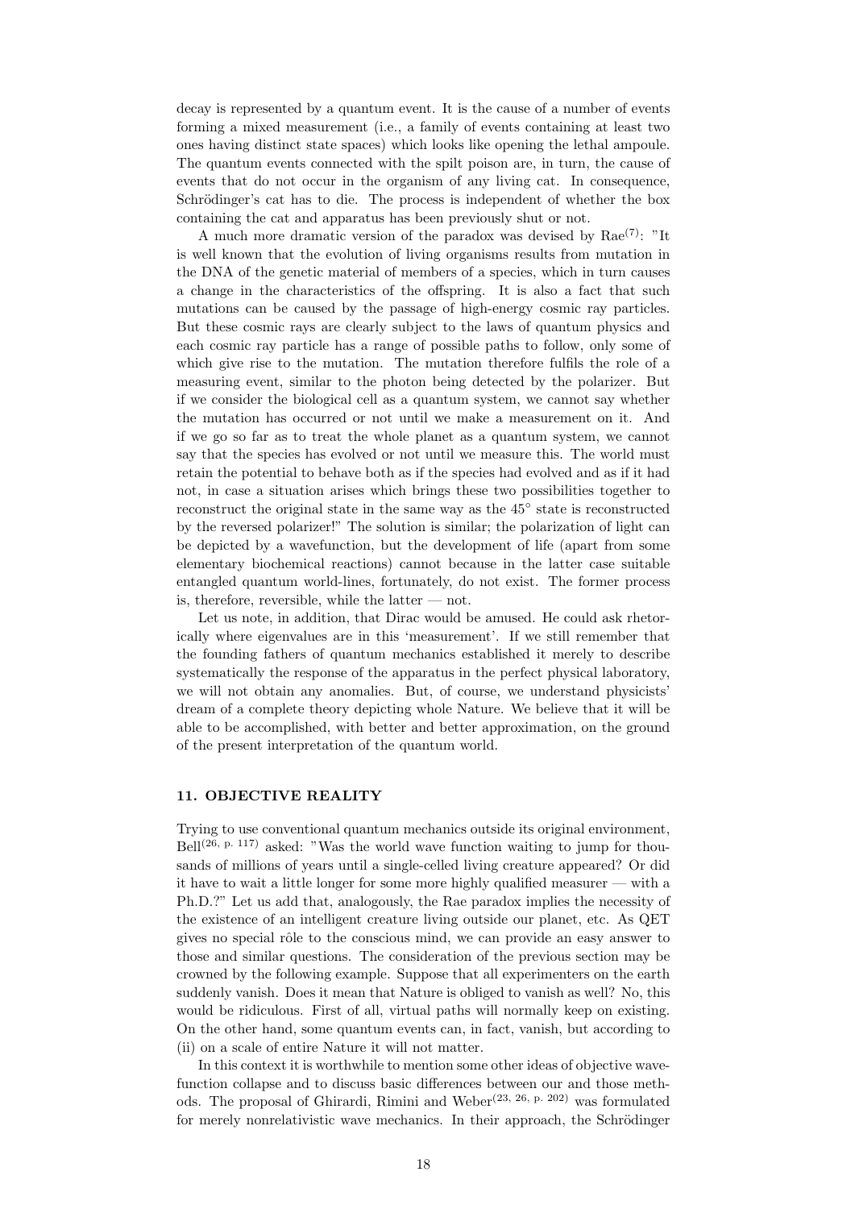decay is represented by a quantum event. It is the cause of a number of events forming a mixed measurement (i.e., a family of events containing at least two ones having distinct state spaces) which looks like opening the lethal ampoule. The quantum events connected with the spilt poison are, in turn, the cause of events that do not occur in the organism of any living cat. In consequence, Schrödinger's cat has to die. The process is independent of whether the box containing the cat and apparatus has been previously shut or not.

A much more dramatic version of the paradox was devised by Rae[7]: "It is well known that the evolution of living organisms results from mutation in the DNA of the genetic material of members of a species, which in turn causes a change in the characteristics of the offspring. It is also a fact that such mutations can be caused by the passage of high-energy cosmic ray particles. But these cosmic rays are clearly subject to the laws of quantum physics and each cosmic ray particle has a range of possible paths to follow, only some of which give rise to the mutation. The mutation therefore fulfils the role of a measuring event, similar to the photon being detected by the polarizer. But if we consider the biological cell as a quantum system, we cannot say whether the mutation has occurred or not until we make a measurement on it. And if we go so far as to treat the whole planet as a quantum system, we cannot say that the species has evolved or not until we measure this. The world must retain the potential to behave both as if the species had evolved and as if it had not, in case a situation arises which brings these two possibilities together to reconstruct the original state in the same way as the $45^\circ$ state is reconstructed by the reversed polarizer!" The solution is similar; the polarization of light can be depicted by a wavefunction, but the development of life (apart from some elementary biochemical reactions) cannot because in the latter case suitable entangled quantum world-lines, fortunately, do not exist. The former process is, therefore, reversible, while the latter — not.

Let us note, in addition, that Dirac would be amused. He could ask rhetorically where eigenvalues are in this 'measurement'. If we still remember that the founding fathers of quantum mechanics established it merely to describe systematically the response of the apparatus in the perfect physical laboratory, we will not obtain any anomalies. But, of course, we understand physicists' dream of a complete theory depicting whole Nature. We believe that it will be able to be accomplished, with better and better approximation, on the ground of the present interpretation of the quantum world.

### 11. OBJECTIVE REALITY

Trying to use conventional quantum mechanics outside its original environment, Bell[26, p. 117] asked: "Was the world wave function waiting to jump for thousands of millions of years until a single-celled living creature appeared? Or did it have to wait a little longer for some more highly qualified measurer — with a Ph.D.?" Let us add that, analogously, the Rae paradox implies the necessity of the existence of an intelligent creature living outside our planet, etc. As QET gives no special rôle to the conscious mind, we can provide an easy answer to those and similar questions. The consideration of the previous section may be crowned by the following example. Suppose that all experimenters on the earth suddenly vanish. Does it mean that Nature is obliged to vanish as well? No, this would be ridiculous. First of all, virtual paths will normally keep on existing. On the other hand, some quantum events can, in fact, vanish, but according to (ii) on a scale of entire Nature it will not matter.

In this context it is worthwhile to mention some other ideas of objective wavefunction collapse and to discuss basic differences between our and those methods. The proposal of Ghirardi, Rimini and Weber[23, 26, p. 202] was formulated for merely nonrelativistic wave mechanics. In their approach, the Schrödinger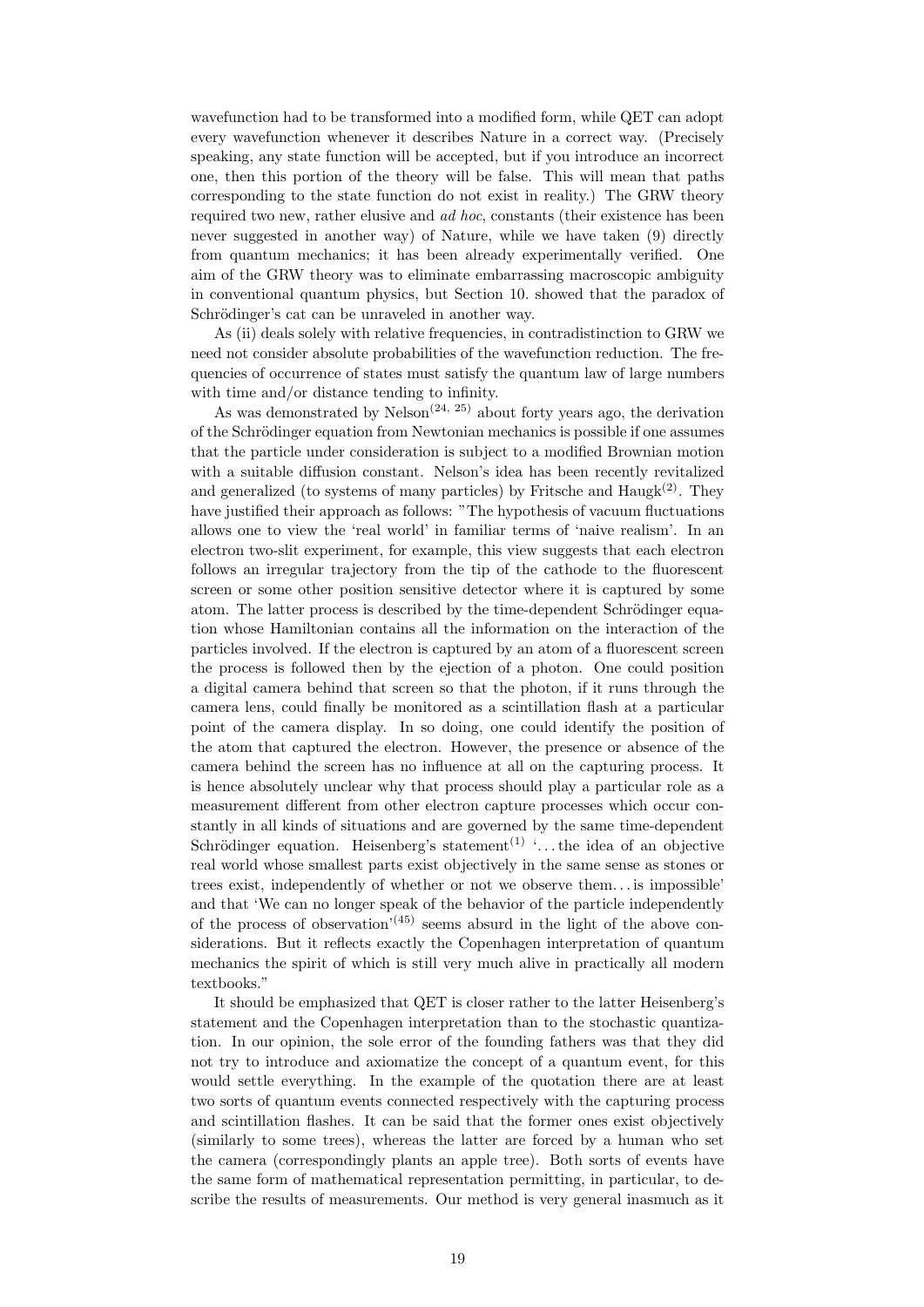wavefunction had to be transformed into a modified form, while QET can adopt every wavefunction whenever it describes Nature in a correct way. (Precisely speaking, any state function will be accepted, but if you introduce an incorrect one, then this portion of the theory will be false. This will mean that paths corresponding to the state function do not exist in reality.) The GRW theory required two new, rather elusive and *ad hoc*, constants (their existence has been never suggested in another way) of Nature, while we have taken (9) directly from quantum mechanics; it has been already experimentally verified. One aim of the GRW theory was to eliminate embarrassing macroscopic ambiguity in conventional quantum physics, but Section 10. showed that the paradox of Schrödinger's cat can be unraveled in another way.

As (ii) deals solely with relative frequencies, in contradistinction to GRW we need not consider absolute probabilities of the wavefunction reduction. The frequencies of occurrence of states must satisfy the quantum law of large numbers with time and/or distance tending to infinity.

As was demonstrated by Nelson[24, 25] about forty years ago, the derivation of the Schrödinger equation from Newtonian mechanics is possible if one assumes that the particle under consideration is subject to a modified Brownian motion with a suitable diffusion constant. Nelson's idea has been recently revitalized and generalized (to systems of many particles) by Fritsche and Haugk[2]. They have justified their approach as follows: "The hypothesis of vacuum fluctuations allows one to view the 'real world' in familiar terms of 'naive realism'. In an electron two-slit experiment, for example, this view suggests that each electron follows an irregular trajectory from the tip of the cathode to the fluorescent screen or some other position sensitive detector where it is captured by some atom. The latter process is described by the time-dependent Schrödinger equation whose Hamiltonian contains all the information on the interaction of the particles involved. If the electron is captured by an atom of a fluorescent screen the process is followed then by the ejection of a photon. One could position a digital camera behind that screen so that the photon, if it runs through the camera lens, could finally be monitored as a scintillation flash at a particular point of the camera display. In so doing, one could identify the position of the atom that captured the electron. However, the presence or absence of the camera behind the screen has no influence at all on the capturing process. It is hence absolutely unclear why that process should play a particular role as a measurement different from other electron capture processes which occur constantly in all kinds of situations and are governed by the same time-dependent Schrödinger equation. Heisenberg's statement[1] '...the idea of an objective real world whose smallest parts exist objectively in the same sense as stones or trees exist, independently of whether or not we observe them...is impossible' and that 'We can no longer speak of the behavior of the particle independently of the process of observation'[45] seems absurd in the light of the above considerations. But it reflects exactly the Copenhagen interpretation of quantum mechanics the spirit of which is still very much alive in practically all modern textbooks."

It should be emphasized that QET is closer rather to the latter Heisenberg's statement and the Copenhagen interpretation than to the stochastic quantization. In our opinion, the sole error of the founding fathers was that they did not try to introduce and axiomatize the concept of a quantum event, for this would settle everything. In the example of the quotation there are at least two sorts of quantum events connected respectively with the capturing process and scintillation flashes. It can be said that the former ones exist objectively (similarly to some trees), whereas the latter are forced by a human who set the camera (correspondingly plants an apple tree). Both sorts of events have the same form of mathematical representation permitting, in particular, to describe the results of measurements. Our method is very general inasmuch as it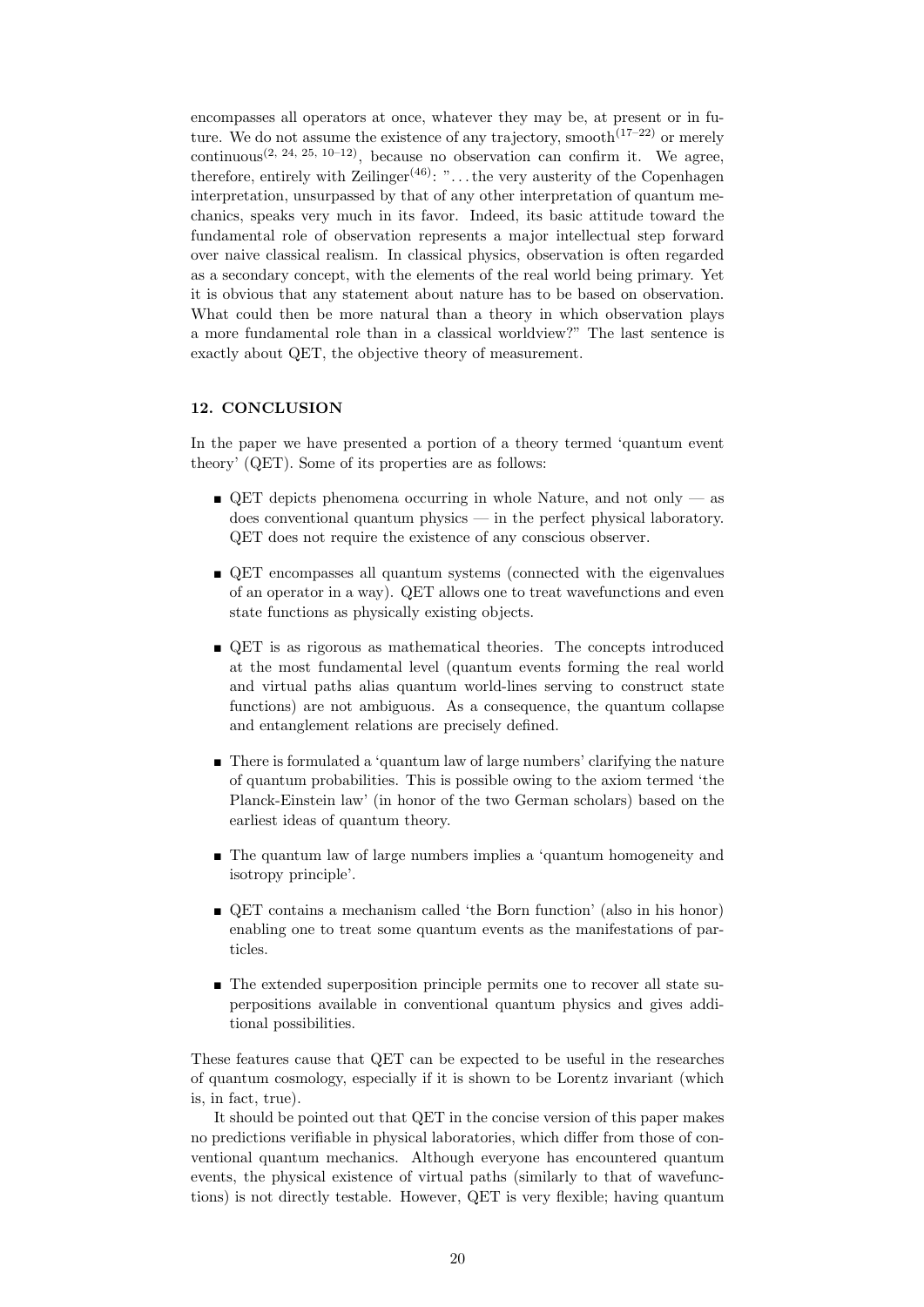encompasses all operators at once, whatever they may be, at present or in future. We do not assume the existence of any trajectory, smooth[17–22] or merely continuous[2, 24, 25, 10–12], because no observation can confirm it. We agree, therefore, entirely with Zeilinger[46]: "...the very austerity of the Copenhagen interpretation, unsurpassed by that of any other interpretation of quantum mechanics, speaks very much in its favor. Indeed, its basic attitude toward the fundamental role of observation represents a major intellectual step forward over naive classical realism. In classical physics, observation is often regarded as a secondary concept, with the elements of the real world being primary. Yet it is obvious that any statement about nature has to be based on observation. What could then be more natural than a theory in which observation plays a more fundamental role than in a classical worldview?" The last sentence is exactly about QET, the objective theory of measurement.

## 12. CONCLUSION

In the paper we have presented a portion of a theory termed 'quantum event theory' (QET). Some of its properties are as follows:

- QET depicts phenomena occurring in whole Nature, and not only — as does conventional quantum physics — in the perfect physical laboratory. QET does not require the existence of any conscious observer.
- QET encompasses all quantum systems (connected with the eigenvalues of an operator in a way). QET allows one to treat wavefunctions and even state functions as physically existing objects.
- QET is as rigorous as mathematical theories. The concepts introduced at the most fundamental level (quantum events forming the real world and virtual paths alias quantum world-lines serving to construct state functions) are not ambiguous. As a consequence, the quantum collapse and entanglement relations are precisely defined.
- There is formulated a 'quantum law of large numbers' clarifying the nature of quantum probabilities. This is possible owing to the axiom termed 'the Planck-Einstein law' (in honor of the two German scholars) based on the earliest ideas of quantum theory.
- The quantum law of large numbers implies a 'quantum homogeneity and isotropy principle'.
- QET contains a mechanism called 'the Born function' (also in his honor) enabling one to treat some quantum events as the manifestations of particles.
- The extended superposition principle permits one to recover all state superpositions available in conventional quantum physics and gives additional possibilities.

These features cause that QET can be expected to be useful in the researches of quantum cosmology, especially if it is shown to be Lorentz invariant (which is, in fact, true).

It should be pointed out that QET in the concise version of this paper makes no predictions verifiable in physical laboratories, which differ from those of conventional quantum mechanics. Although everyone has encountered quantum events, the physical existence of virtual paths (similarly to that of wavefunctions) is not directly testable. However, QET is very flexible; having quantum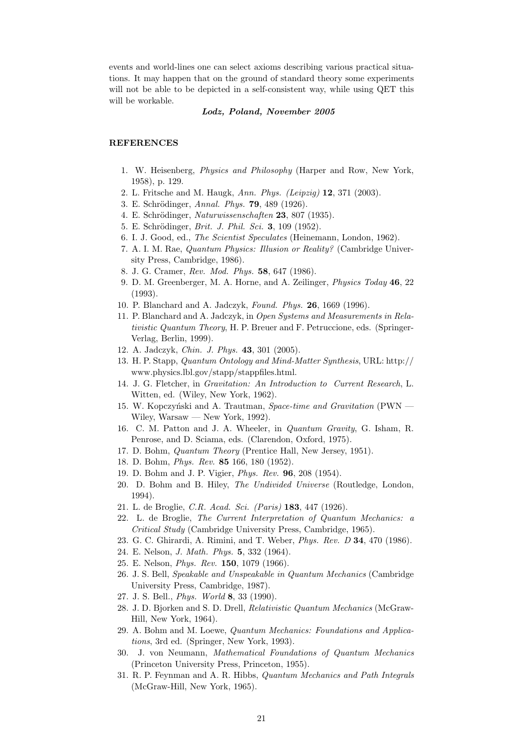events and world-lines one can select axioms describing various practical situations. It may happen that on the ground of standard theory some experiments will not be able to be depicted in a self-consistent way, while using QET this will be workable.

***Lodz, Poland, November 2005***

## REFERENCES

1. W. Heisenberg, *Physics and Philosophy* (Harper and Row, New York, 1958), p. 129.
2. L. Fritsche and M. Haugk, *Ann. Phys. (Leipzig)* **12**, 371 (2003).
3. E. Schrödinger, *Annal. Phys.* **79**, 489 (1926).
4. E. Schrödinger, *Naturwissenschaften* **23**, 807 (1935).
5. E. Schrödinger, *Brit. J. Phil. Sci.* **3**, 109 (1952).
6. I. J. Good, ed., *The Scientist Speculates* (Heinemann, London, 1962).
7. A. I. M. Rae, *Quantum Physics: Illusion or Reality?* (Cambridge University Press, Cambridge, 1986).
8. J. G. Cramer, *Rev. Mod. Phys.* **58**, 647 (1986).
9. D. M. Greenberger, M. A. Horne, and A. Zeilinger, *Physics Today* **46**, 22 (1993).
10. P. Blanchard and A. Jadczyk, *Found. Phys.* **26**, 1669 (1996).
11. P. Blanchard and A. Jadczyk, in *Open Systems and Measurements in Relativistic Quantum Theory*, H. P. Breuer and F. Petruccione, eds. (Springer-Verlag, Berlin, 1999).
12. A. Jadczyk, *Chin. J. Phys.* **43**, 301 (2005).
13. H. P. Stapp, *Quantum Ontology and Mind-Matter Synthesis*, URL: http://www.physics.lbl.gov/stapp/stappfiles.html.
14. J. G. Fletcher, in *Gravitation: An Introduction to Current Research*, L. Witten, ed. (Wiley, New York, 1962).
15. W. Kopczyński and A. Trautman, *Space-time and Gravitation* (PWN — Wiley, Warsaw — New York, 1992).
16. C. M. Patton and J. A. Wheeler, in *Quantum Gravity*, G. Isham, R. Penrose, and D. Sciama, eds. (Clarendon, Oxford, 1975).
17. D. Bohm, *Quantum Theory* (Prentice Hall, New Jersey, 1951).
18. D. Bohm, *Phys. Rev.* **85** 166, 180 (1952).
19. D. Bohm and J. P. Vigier, *Phys. Rev.* **96**, 208 (1954).
20. D. Bohm and B. Hiley, *The Undivided Universe* (Routledge, London, 1994).
21. L. de Broglie, *C.R. Acad. Sci. (Paris)* **183**, 447 (1926).
22. L. de Broglie, *The Current Interpretation of Quantum Mechanics: a Critical Study* (Cambridge University Press, Cambridge, 1965).
23. G. C. Ghirardi, A. Rimini, and T. Weber, *Phys. Rev. D* **34**, 470 (1986).
24. E. Nelson, *J. Math. Phys.* **5**, 332 (1964).
25. E. Nelson, *Phys. Rev.* **150**, 1079 (1966).
26. J. S. Bell, *Speakable and Unspeakable in Quantum Mechanics* (Cambridge University Press, Cambridge, 1987).
27. J. S. Bell., *Phys. World* **8**, 33 (1990).
28. J. D. Bjorken and S. D. Drell, *Relativistic Quantum Mechanics* (McGraw-Hill, New York, 1964).
29. A. Bohm and M. Loewe, *Quantum Mechanics: Foundations and Applications*, 3rd ed. (Springer, New York, 1993).
30. J. von Neumann, *Mathematical Foundations of Quantum Mechanics* (Princeton University Press, Princeton, 1955).
31. R. P. Feynman and A. R. Hibbs, *Quantum Mechanics and Path Integrals* (McGraw-Hill, New York, 1965).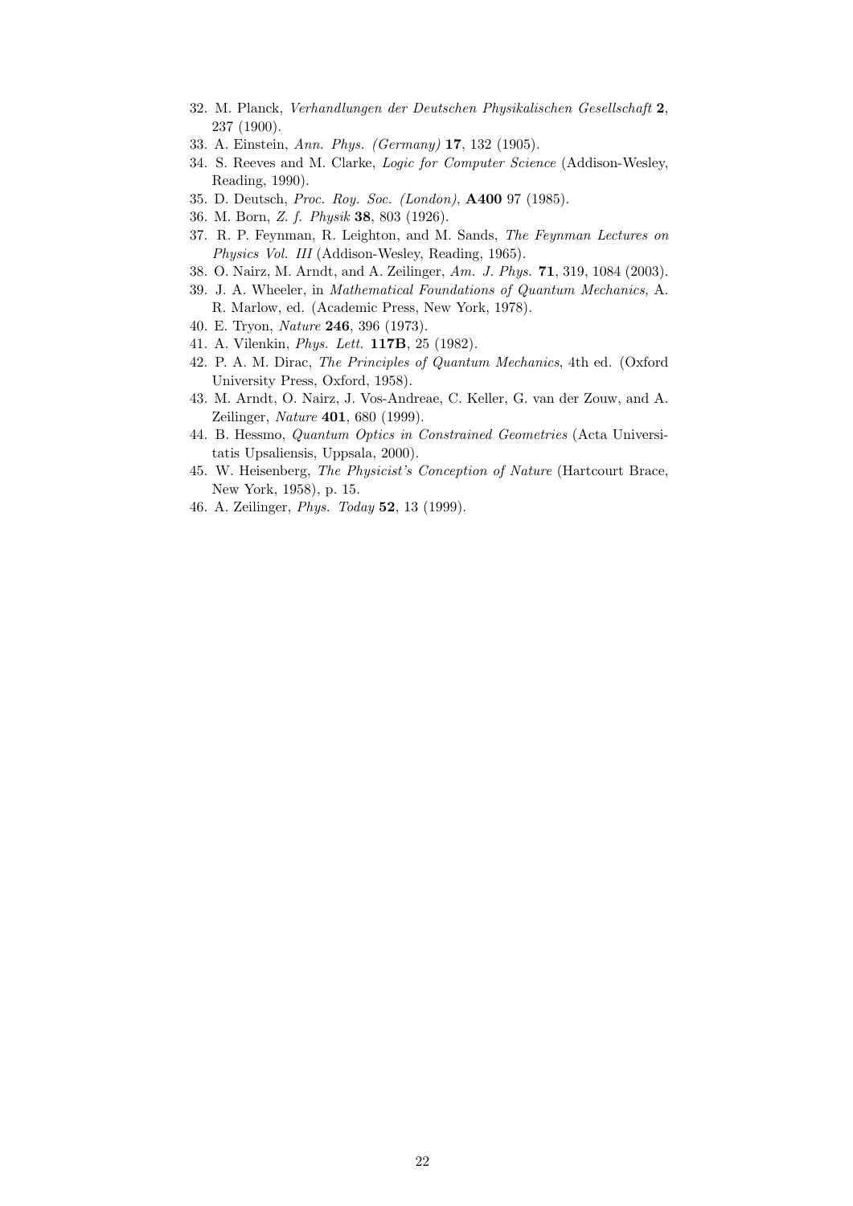32. M. Planck, *Verhandlungen der Deutschen Physikalischen Gesellschaft* **2**, 237 (1900).
33. A. Einstein, *Ann. Phys. (Germany)* **17**, 132 (1905).
34. S. Reeves and M. Clarke, *Logic for Computer Science* (Addison-Wesley, Reading, 1990).
35. D. Deutsch, *Proc. Roy. Soc. (London)*, **A400** 97 (1985).
36. M. Born, *Z. f. Physik* **38**, 803 (1926).
37. R. P. Feynman, R. Leighton, and M. Sands, *The Feynman Lectures on Physics Vol. III* (Addison-Wesley, Reading, 1965).
38. O. Nairz, M. Arndt, and A. Zeilinger, *Am. J. Phys.* **71**, 319, 1084 (2003).
39. J. A. Wheeler, in *Mathematical Foundations of Quantum Mechanics*, A. R. Marlow, ed. (Academic Press, New York, 1978).
40. E. Tryon, *Nature* **246**, 396 (1973).
41. A. Vilenkin, *Phys. Lett.* **117B**, 25 (1982).
42. P. A. M. Dirac, *The Principles of Quantum Mechanics*, 4th ed. (Oxford University Press, Oxford, 1958).
43. M. Arndt, O. Nairz, J. Vos-Andreae, C. Keller, G. van der Zouw, and A. Zeilinger, *Nature* **401**, 680 (1999).
44. B. Hessmo, *Quantum Optics in Constrained Geometries* (Acta Universitatis Upsaliensis, Uppsala, 2000).
45. W. Heisenberg, *The Physicist's Conception of Nature* (Hartcourt Brace, New York, 1958), p. 15.
46. A. Zeilinger, *Phys. Today* **52**, 13 (1999).